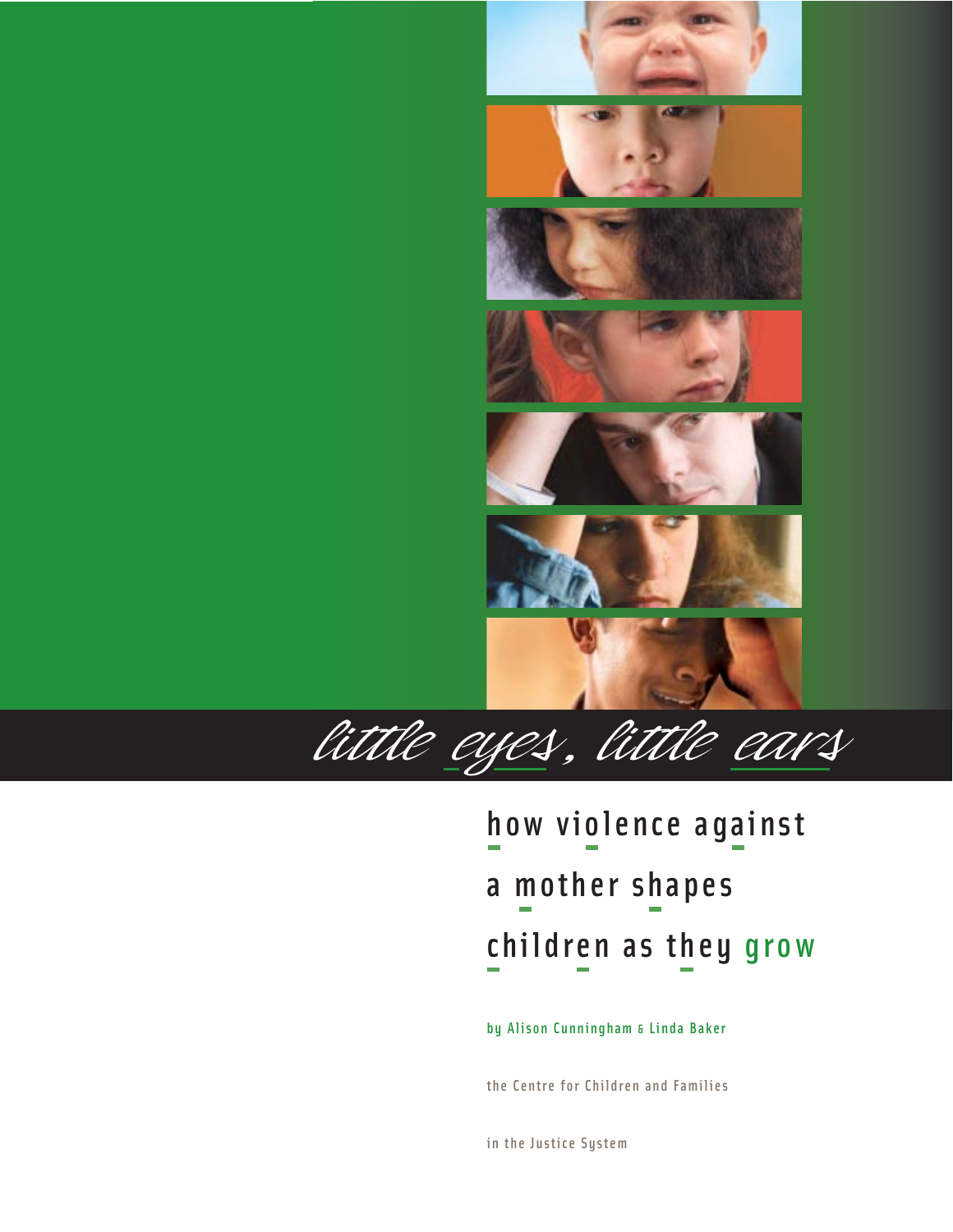# little eyes, little ears

## how violence against a mother shapes children as they grow

by Alison Cunningham & Linda Baker

the Centre for Children and Families in the Justice System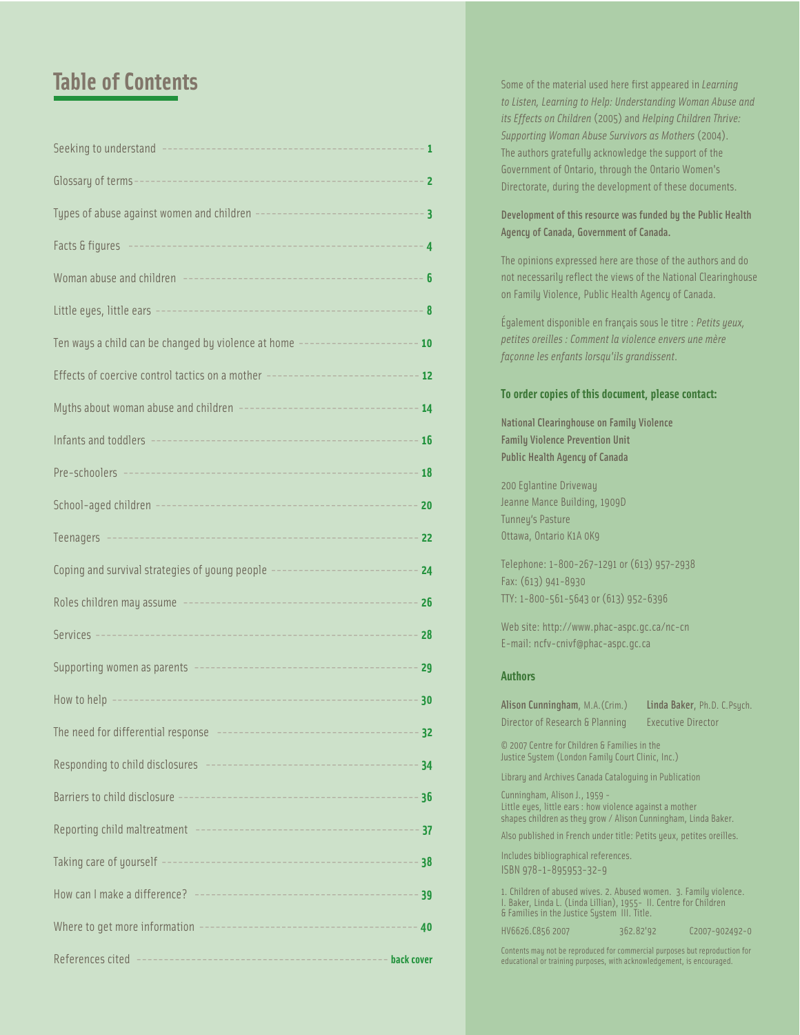## Table of Contents

| | |
|---|---|
| Seeking to understand | 1 |
| Glossary of terms | 2 |
| Types of abuse against women and children | 3 |
| Facts & figures | 4 |
| Woman abuse and children | 6 |
| Little eyes, little ears | 8 |
| Ten ways a child can be changed by violence at home | 10 |
| Effects of coercive control tactics on a mother | 12 |
| Myths about woman abuse and children | 14 |
| Infants and toddlers | 16 |
| Pre-schoolers | 18 |
| School-aged children | 20 |
| Teenagers | 22 |
| Coping and survival strategies of young people | 24 |
| Roles children may assume | 26 |
| Services | 28 |
| Supporting women as parents | 29 |
| How to help | 30 |
| The need for differential response | 32 |
| Responding to child disclosures | 34 |
| Barriers to child disclosure | 36 |
| Reporting child maltreatment | 37 |
| Taking care of yourself | 38 |
| How can I make a difference? | 39 |
| Where to get more information | 40 |
| References cited | back cover |

Some of the material used here first appeared in *Learning to Listen, Learning to Help: Understanding Woman Abuse and its Effects on Children* (2005) and *Helping Children Thrive: Supporting Woman Abuse Survivors as Mothers* (2004). The authors gratefully acknowledge the support of the Government of Ontario, through the Ontario Women's Directorate, during the development of these documents.

**Development of this resource was funded by the Public Health Agency of Canada, Government of Canada.**

The opinions expressed here are those of the authors and do not necessarily reflect the views of the National Clearinghouse on Family Violence, Public Health Agency of Canada.

Également disponible en français sous le titre : *Petits yeux, petites oreilles : Comment la violence envers une mère façonne les enfants lorsqu'ils grandissent.*

**To order copies of this document, please contact:**

**National Clearinghouse on Family Violence**
**Family Violence Prevention Unit**
**Public Health Agency of Canada**

200 Eglantine Driveway
Jeanne Mance Building, 1909D
Tunney's Pasture
Ottawa, Ontario K1A 0K9

Telephone: 1-800-267-1291 or (613) 957-2938
Fax: (613) 941-8930
TTY: 1-800-561-5643 or (613) 952-6396

Web site: http://www.phac-aspc.gc.ca/nc-cn
E-mail: ncfv-cnivf@phac-aspc.gc.ca

**Authors**

**Alison Cunningham**, M.A.(Crim.)
Director of Research & Planning

**Linda Baker**, Ph.D. C.Psych.
Executive Director

© 2007 Centre for Children & Families in the Justice System (London Family Court Clinic, Inc.)

Library and Archives Canada Cataloguing in Publication

Cunningham, Alison J., 1959 -
Little eyes, little ears : how violence against a mother shapes children as they grow / Alison Cunningham, Linda Baker.

Also published in French under title: Petits yeux, petites oreilles.

Includes bibliographical references.
ISBN 978-1-895953-32-9

1. Children of abused wives. 2. Abused women. 3. Family violence. I. Baker, Linda L. (Linda Lillian), 1955- II. Centre for Children & Families in the Justice System III. Title.

HV6626.C856 2007 362.82'92 C2007-902492-0

Contents may not be reproduced for commercial purposes but reproduction for educational or training purposes, with acknowledgement, is encouraged.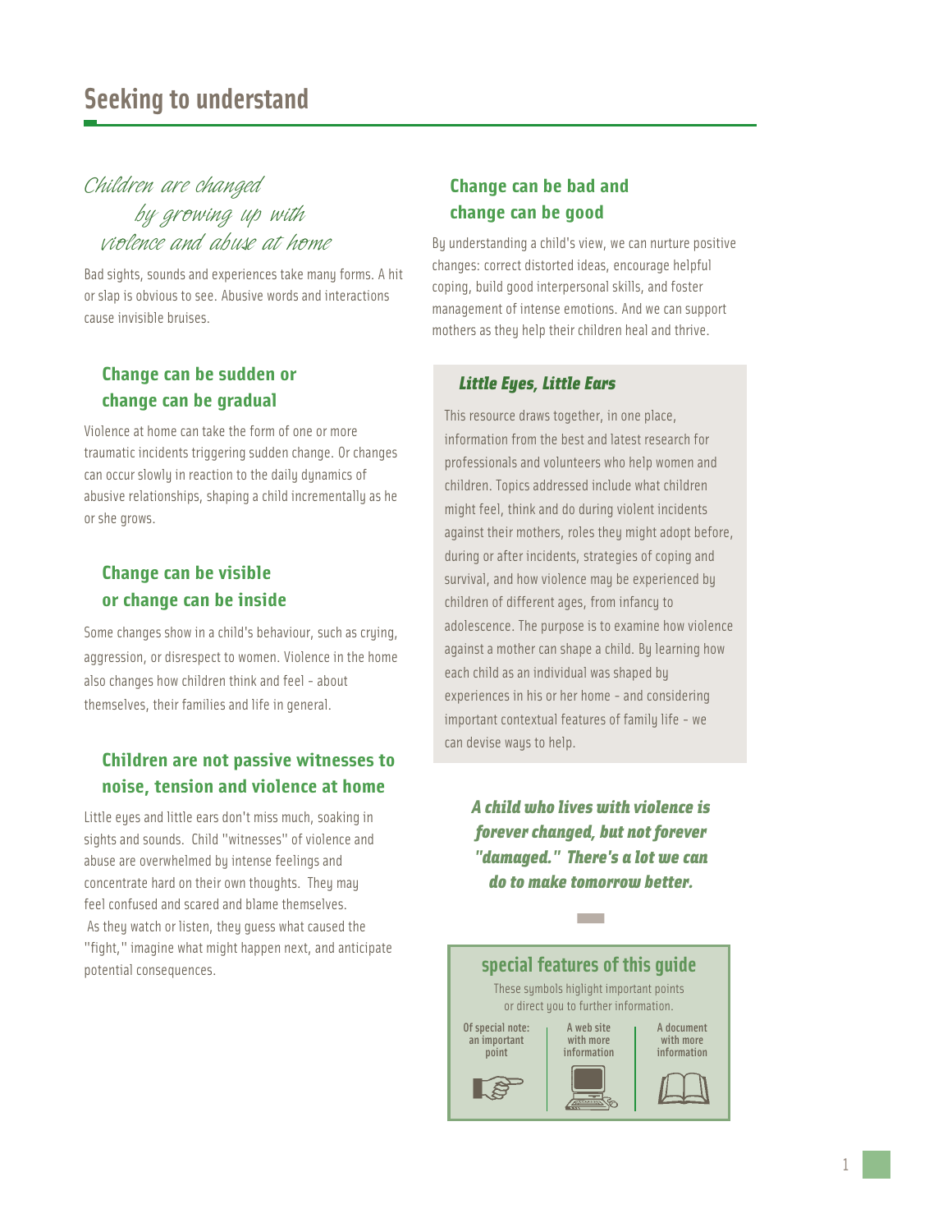# Seeking to understand

## *Children are changed by growing up with violence and abuse at home*

Bad sights, sounds and experiences take many forms. A hit or slap is obvious to see. Abusive words and interactions cause invisible bruises.

### Change can be sudden or change can be gradual

Violence at home can take the form of one or more traumatic incidents triggering sudden change. Or changes can occur slowly in reaction to the daily dynamics of abusive relationships, shaping a child incrementally as he or she grows.

### Change can be visible or change can be inside

Some changes show in a child's behaviour, such as crying, aggression, or disrespect to women. Violence in the home also changes how children think and feel - about themselves, their families and life in general.

### Children are not passive witnesses to noise, tension and violence at home

Little eyes and little ears don't miss much, soaking in sights and sounds. Child "witnesses" of violence and abuse are overwhelmed by intense feelings and concentrate hard on their own thoughts. They may feel confused and scared and blame themselves. As they watch or listen, they guess what caused the "fight," imagine what might happen next, and anticipate potential consequences.

### Change can be bad and change can be good

By understanding a child's view, we can nurture positive changes: correct distorted ideas, encourage helpful coping, build good interpersonal skills, and foster management of intense emotions. And we can support mothers as they help their children heal and thrive.

#### *Little Eyes, Little Ears*

This resource draws together, in one place, information from the best and latest research for professionals and volunteers who help women and children. Topics addressed include what children might feel, think and do during violent incidents against their mothers, roles they might adopt before, during or after incidents, strategies of coping and survival, and how violence may be experienced by children of different ages, from infancy to adolescence. The purpose is to examine how violence against a mother can shape a child. By learning how each child as an individual was shaped by experiences in his or her home - and considering important contextual features of family life - we can devise ways to help.

***A child who lives with violence is forever changed, but not forever "damaged." There's a lot we can do to make tomorrow better.***

### special features of this guide

These symbols higlight important points or direct you to further information.

| Of special note: an important point | A web site with more information | A document with more information |
| --- | --- | --- |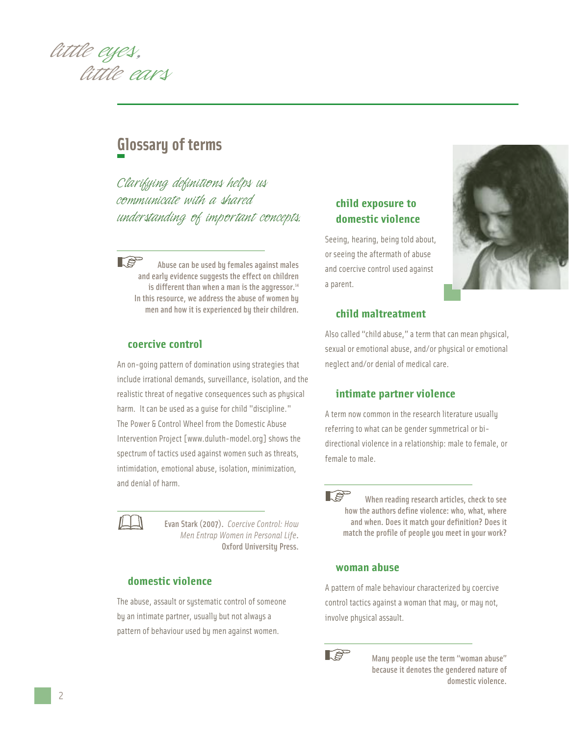# Glossary of terms

*Clarifying definitions helps us communicate with a shared understanding of important concepts.*

> Abuse can be used by females against males and early evidence suggests the effect on children is different than when a man is the aggressor.[14] In this resource, we address the abuse of women by men and how it is experienced by their children.

### coercive control

An on-going pattern of domination using strategies that include irrational demands, surveillance, isolation, and the realistic threat of negative consequences such as physical harm. It can be used as a guise for child "discipline." The Power & Control Wheel from the Domestic Abuse Intervention Project [www.duluth-model.org] shows the spectrum of tactics used against women such as threats, intimidation, emotional abuse, isolation, minimization, and denial of harm.

> Evan Stark (2007). *Coercive Control: How Men Entrap Women in Personal Life*. Oxford University Press.

### domestic violence

The abuse, assault or systematic control of someone by an intimate partner, usually but not always a pattern of behaviour used by men against women.

### child exposure to domestic violence

Seeing, hearing, being told about, or seeing the aftermath of abuse and coercive control used against a parent.

### child maltreatment

Also called "child abuse," a term that can mean physical, sexual or emotional abuse, and/or physical or emotional neglect and/or denial of medical care.

### intimate partner violence

A term now common in the research literature usually referring to what can be gender symmetrical or bi-directional violence in a relationship: male to female, or female to male.

> When reading research articles, check to see how the authors define violence: who, what, where and when. Does it match your definition? Does it match the profile of people you meet in your work?

### woman abuse

A pattern of male behaviour characterized by coercive control tactics against a woman that may, or may not, involve physical assault.

> Many people use the term "woman abuse" because it denotes the gendered nature of domestic violence.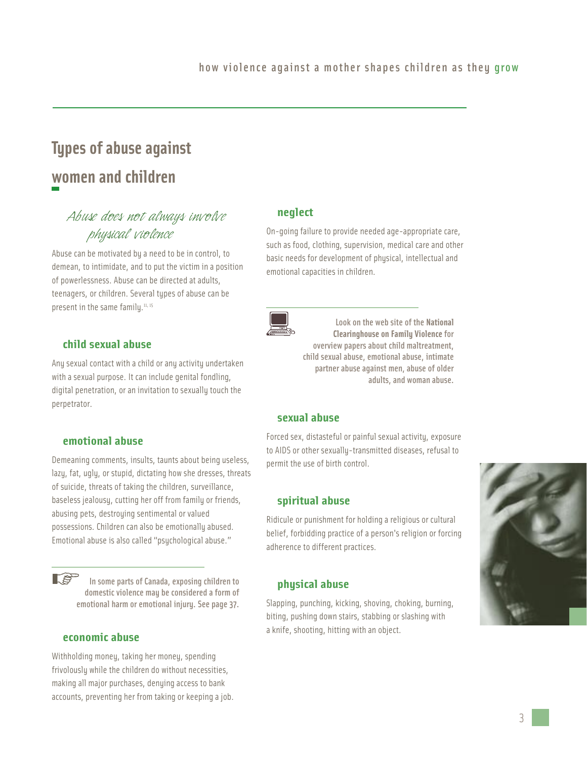# Types of abuse against women and children

*Abuse does not always involve physical violence*

Abuse can be motivated by a need to be in control, to demean, to intimidate, and to put the victim in a position of powerlessness. Abuse can be directed at adults, teenagers, or children. Several types of abuse can be present in the same family.[14, 15]

### child sexual abuse

Any sexual contact with a child or any activity undertaken with a sexual purpose. It can include genital fondling, digital penetration, or an invitation to sexually touch the perpetrator.

### emotional abuse

Demeaning comments, insults, taunts about being useless, lazy, fat, ugly, or stupid, dictating how she dresses, threats of suicide, threats of taking the children, surveillance, baseless jealousy, cutting her off from family or friends, abusing pets, destroying sentimental or valued possessions. Children can also be emotionally abused. Emotional abuse is also called "psychological abuse."

In some parts of Canada, exposing children to domestic violence may be considered a form of emotional harm or emotional injury. See page 37.

### economic abuse

Withholding money, taking her money, spending frivolously while the children do without necessities, making all major purchases, denying access to bank accounts, preventing her from taking or keeping a job.

### neglect

On-going failure to provide needed age-appropriate care, such as food, clothing, supervision, medical care and other basic needs for development of physical, intellectual and emotional capacities in children.

Look on the web site of the **National Clearinghouse on Family Violence** for overview papers about child maltreatment, child sexual abuse, emotional abuse, intimate partner abuse against men, abuse of older adults, and woman abuse.

### sexual abuse

Forced sex, distasteful or painful sexual activity, exposure to AIDS or other sexually-transmitted diseases, refusal to permit the use of birth control.

### spiritual abuse

Ridicule or punishment for holding a religious or cultural belief, forbidding practice of a person's religion or forcing adherence to different practices.

### physical abuse

Slapping, punching, kicking, shoving, choking, burning, biting, pushing down stairs, stabbing or slashing with a knife, shooting, hitting with an object.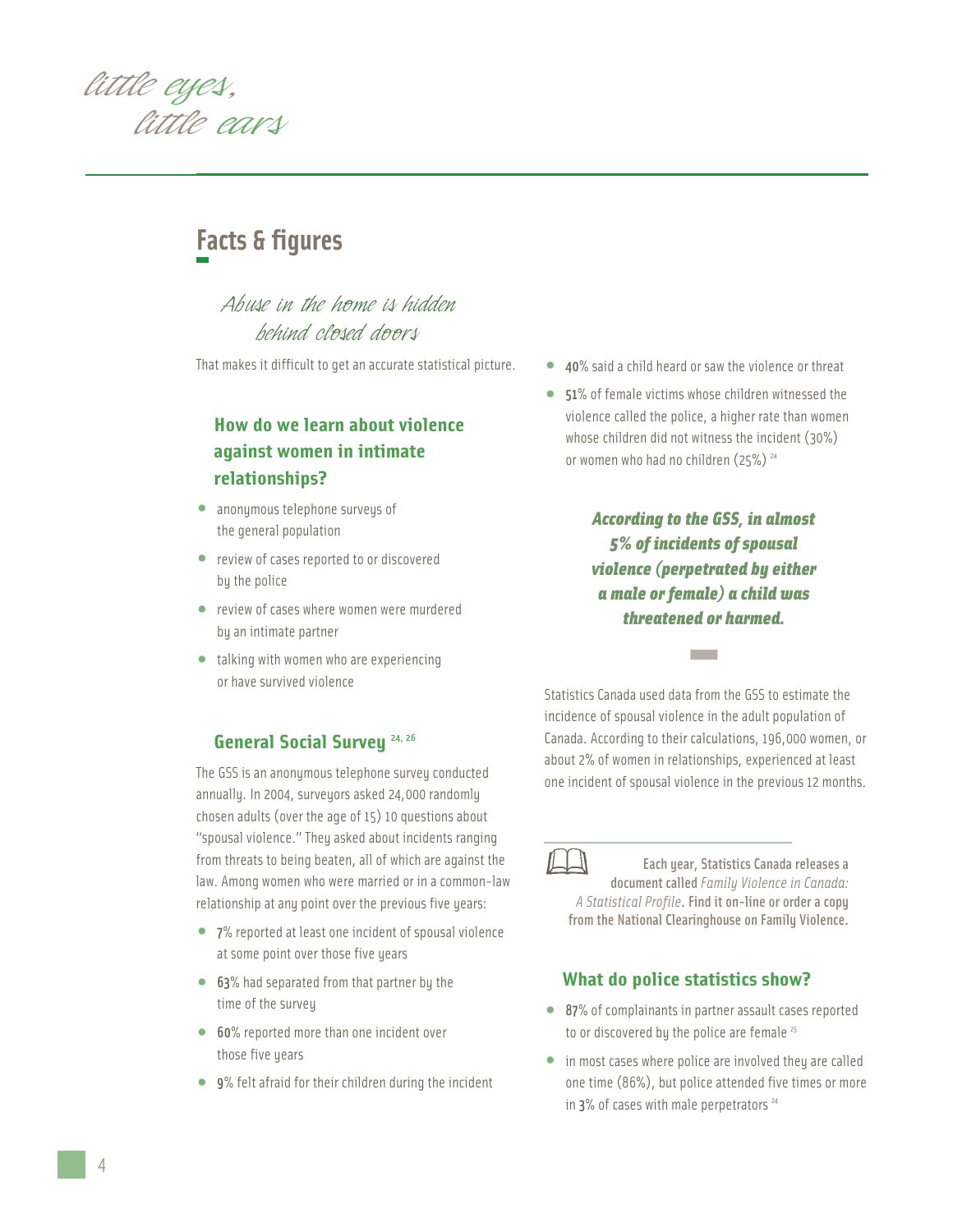## Facts & figures

*Abuse in the home is hidden behind closed doors*

That makes it difficult to get an accurate statistical picture.

### How do we learn about violence against women in intimate relationships?

- anonymous telephone surveys of the general population
- review of cases reported to or discovered by the police
- review of cases where women were murdered by an intimate partner
- talking with women who are experiencing or have survived violence

### General Social Survey [24, 26]

The GSS is an anonymous telephone survey conducted annually. In 2004, surveyors asked 24,000 randomly chosen adults (over the age of 15) 10 questions about "spousal violence." They asked about incidents ranging from threats to being beaten, all of which are against the law. Among women who were married or in a common-law relationship at any point over the previous five years:

- 7% reported at least one incident of spousal violence at some point over those five years
- 63% had separated from that partner by the time of the survey
- 60% reported more than one incident over those five years
- 9% felt afraid for their children during the incident
- 40% said a child heard or saw the violence or threat
- 51% of female victims whose children witnessed the violence called the police, a higher rate than women whose children did not witness the incident (30%) or women who had no children (25%) [24]

***According to the GSS, in almost 5% of incidents of spousal violence (perpetrated by either a male or female) a child was threatened or harmed.***

Statistics Canada used data from the GSS to estimate the incidence of spousal violence in the adult population of Canada. According to their calculations, 196,000 women, or about 2% of women in relationships, experienced at least one incident of spousal violence in the previous 12 months.

**Each year, Statistics Canada releases a document called** *Family Violence in Canada: A Statistical Profile*. **Find it on-line or order a copy from the National Clearinghouse on Family Violence.**

### What do police statistics show?

- 87% of complainants in partner assault cases reported to or discovered by the police are female [25]
- in most cases where police are involved they are called one time (86%), but police attended five times or more in 3% of cases with male perpetrators [24]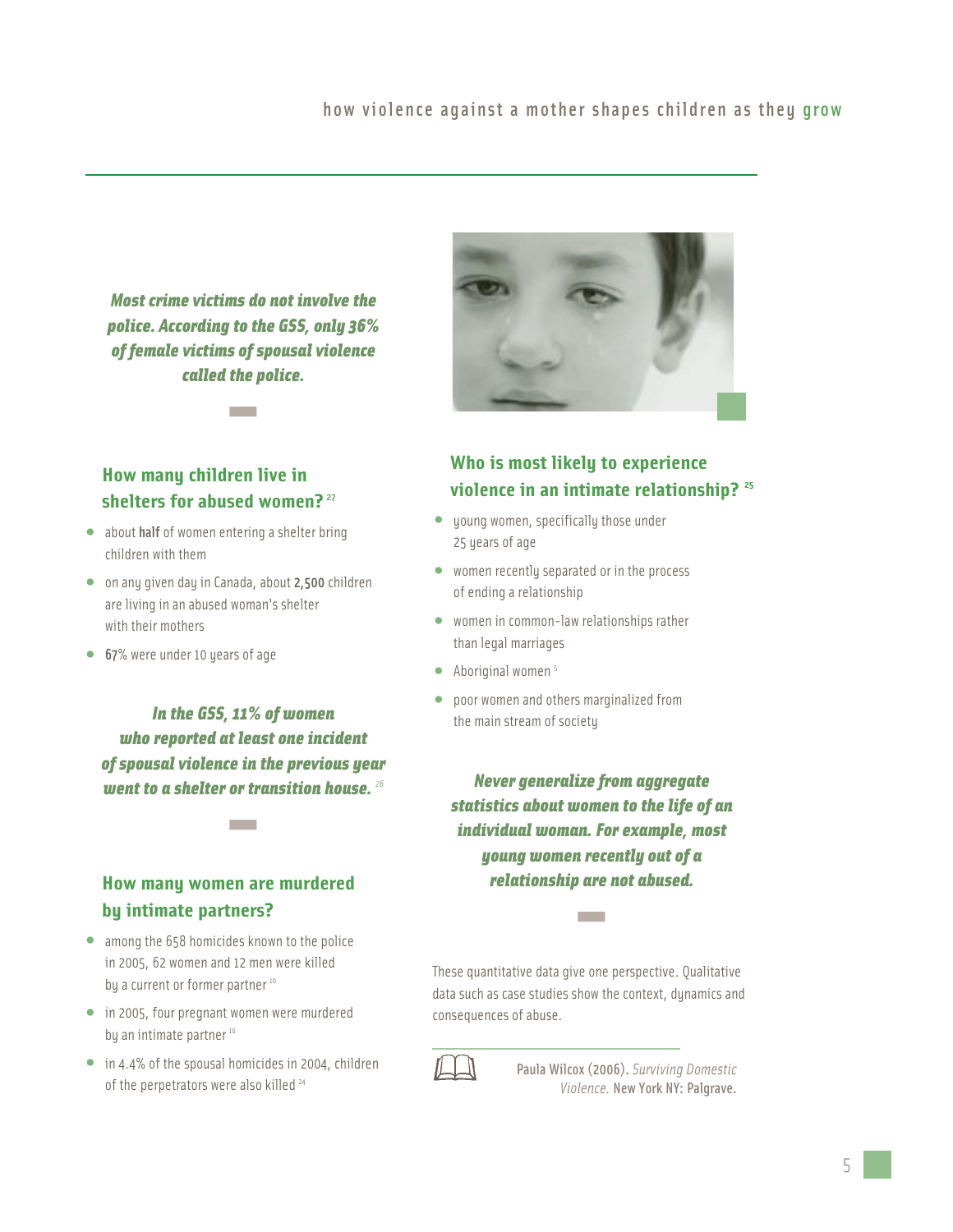***Most crime victims do not involve the police. According to the GSS, only 36% of female victims of spousal violence called the police.***

## How many children live in shelters for abused women?[27]

- about **half** of women entering a shelter bring children with them
- on any given day in Canada, about **2,500** children are living in an abused woman's shelter with their mothers
- **67**% were under 10 years of age

***In the GSS, 11% of women who reported at least one incident of spousal violence in the previous year went to a shelter or transition house.***[26]

## How many women are murdered by intimate partners?

- among the 658 homicides known to the police in 2005, 62 women and 12 men were killed by a current or former partner[10]
- in 2005, four pregnant women were murdered by an intimate partner[10]
- in 4.4% of the spousal homicides in 2004, children of the perpetrators were also killed[24]

## Who is most likely to experience violence in an intimate relationship?[25]

- young women, specifically those under 25 years of age
- women recently separated or in the process of ending a relationship
- women in common-law relationships rather than legal marriages
- Aboriginal women[5]
- poor women and others marginalized from the main stream of society

***Never generalize from aggregate statistics about women to the life of an individual woman. For example, most young women recently out of a relationship are not abused.***

These quantitative data give one perspective. Qualitative data such as case studies show the context, dynamics and consequences of abuse.

**Paula Wilcox (2006).** *Surviving Domestic Violence.* **New York NY: Palgrave.**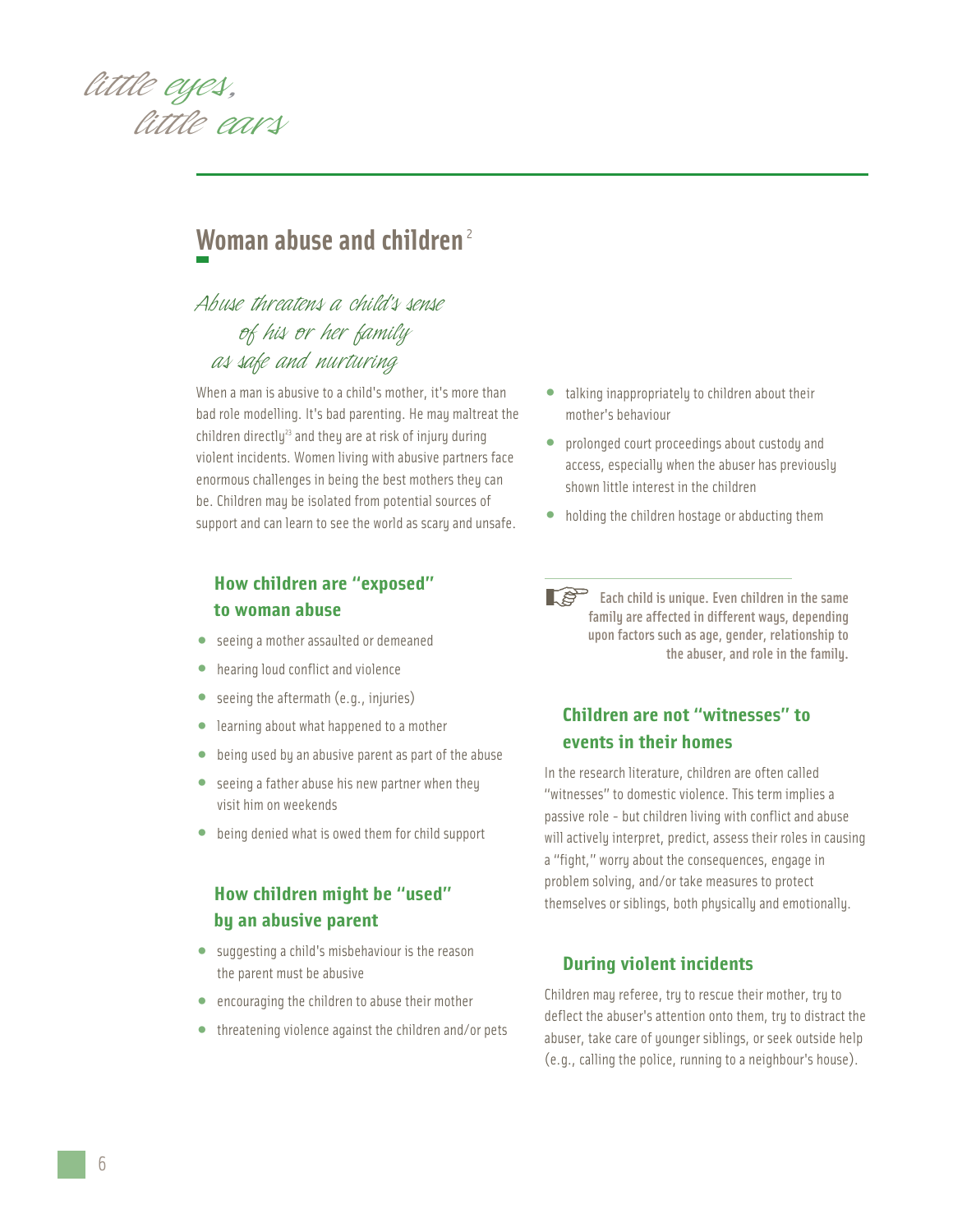## Woman abuse and children [2]

*Abuse threatens a child's sense of his or her family as safe and nurturing*

When a man is abusive to a child's mother, it's more than bad role modelling. It's bad parenting. He may maltreat the children directly[23] and they are at risk of injury during violent incidents. Women living with abusive partners face enormous challenges in being the best mothers they can be. Children may be isolated from potential sources of support and can learn to see the world as scary and unsafe.

### How children are "exposed" to woman abuse

- seeing a mother assaulted or demeaned
- hearing loud conflict and violence
- seeing the aftermath (e.g., injuries)
- learning about what happened to a mother
- being used by an abusive parent as part of the abuse
- seeing a father abuse his new partner when they visit him on weekends
- being denied what is owed them for child support

### How children might be "used" by an abusive parent

- suggesting a child's misbehaviour is the reason the parent must be abusive
- encouraging the children to abuse their mother
- threatening violence against the children and/or pets
- talking inappropriately to children about their mother's behaviour
- prolonged court proceedings about custody and access, especially when the abuser has previously shown little interest in the children
- holding the children hostage or abducting them

**Each child is unique. Even children in the same family are affected in different ways, depending upon factors such as age, gender, relationship to the abuser, and role in the family.**

### Children are not "witnesses" to events in their homes

In the research literature, children are often called "witnesses" to domestic violence. This term implies a passive role - but children living with conflict and abuse will actively interpret, predict, assess their roles in causing a "fight," worry about the consequences, engage in problem solving, and/or take measures to protect themselves or siblings, both physically and emotionally.

### During violent incidents

Children may referee, try to rescue their mother, try to deflect the abuser's attention onto them, try to distract the abuser, take care of younger siblings, or seek outside help (e.g., calling the police, running to a neighbour's house).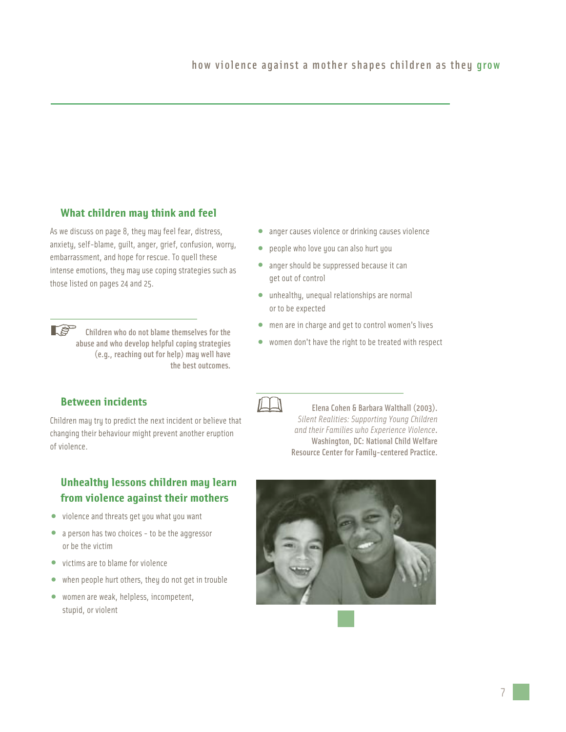## What children may think and feel

As we discuss on page 8, they may feel fear, distress, anxiety, self-blame, guilt, anger, grief, confusion, worry, embarrassment, and hope for rescue. To quell these intense emotions, they may use coping strategies such as those listed on pages 24 and 25.

**Children who do not blame themselves for the abuse and who develop helpful coping strategies (e.g., reaching out for help) may well have the best outcomes.**

## Between incidents

Children may try to predict the next incident or believe that changing their behaviour might prevent another eruption of violence.

## Unhealthy lessons children may learn from violence against their mothers

- violence and threats get you what you want
- a person has two choices - to be the aggressor or be the victim
- victims are to blame for violence
- when people hurt others, they do not get in trouble
- women are weak, helpless, incompetent, stupid, or violent
- anger causes violence or drinking causes violence
- people who love you can also hurt you
- anger should be suppressed because it can get out of control
- unhealthy, unequal relationships are normal or to be expected
- men are in charge and get to control women's lives
- women don't have the right to be treated with respect

**Elena Cohen & Barbara Walthall (2003).** *Silent Realities: Supporting Young Children and their Families who Experience Violence*. **Washington, DC: National Child Welfare Resource Center for Family-centered Practice.**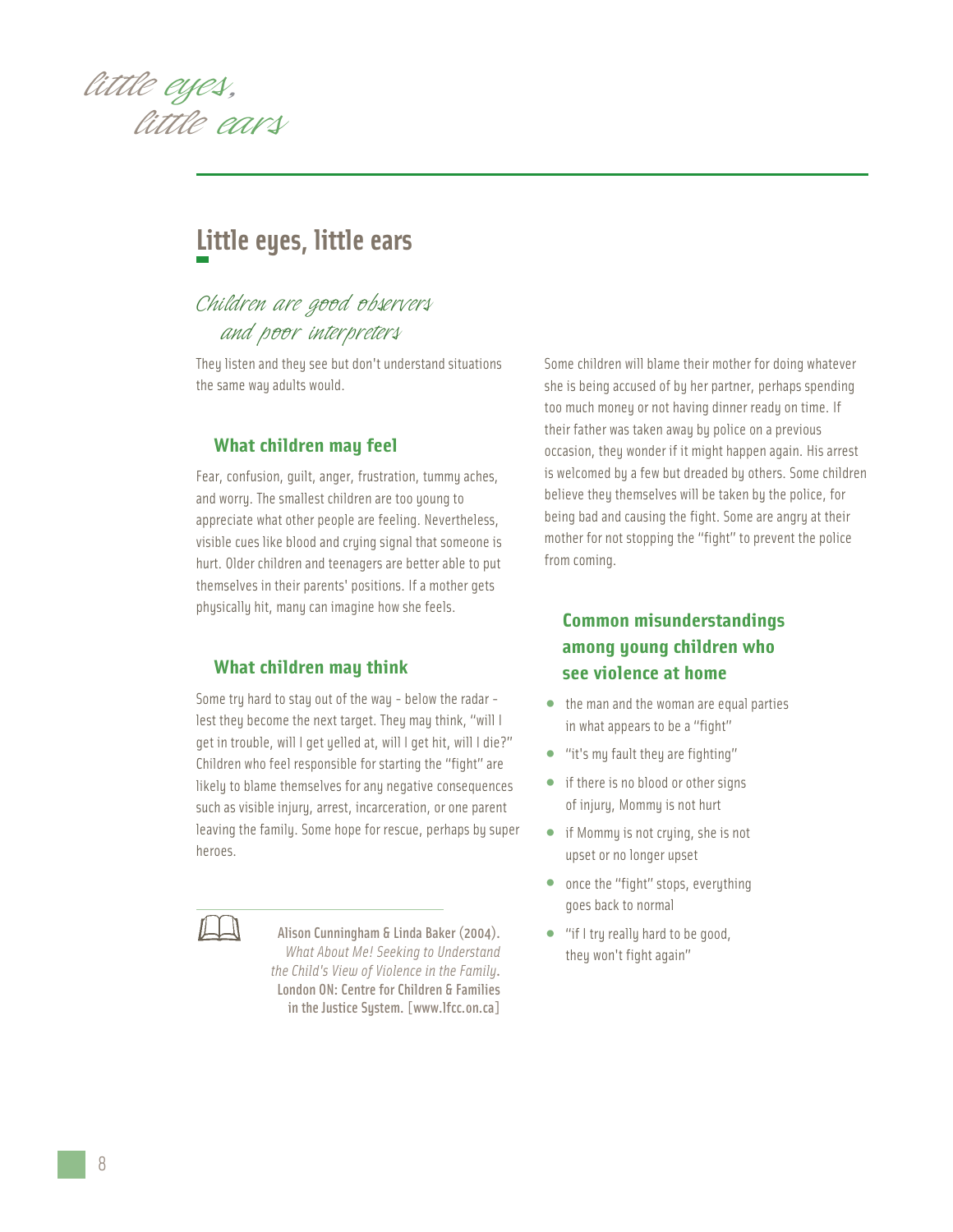# Little eyes, little ears

## *Children are good observers and poor interpreters*

They listen and they see but don't understand situations the same way adults would.

### What children may feel

Fear, confusion, guilt, anger, frustration, tummy aches, and worry. The smallest children are too young to appreciate what other people are feeling. Nevertheless, visible cues like blood and crying signal that someone is hurt. Older children and teenagers are better able to put themselves in their parents' positions. If a mother gets physically hit, many can imagine how she feels.

### What children may think

Some try hard to stay out of the way - below the radar - lest they become the next target. They may think, "will I get in trouble, will I get yelled at, will I get hit, will I die?" Children who feel responsible for starting the "fight" are likely to blame themselves for any negative consequences such as visible injury, arrest, incarceration, or one parent leaving the family. Some hope for rescue, perhaps by super heroes.

Alison Cunningham & Linda Baker (2004). *What About Me! Seeking to Understand the Child's View of Violence in the Family*. London ON: Centre for Children & Families in the Justice System. [www.lfcc.on.ca]

Some children will blame their mother for doing whatever she is being accused of by her partner, perhaps spending too much money or not having dinner ready on time. If their father was taken away by police on a previous occasion, they wonder if it might happen again. His arrest is welcomed by a few but dreaded by others. Some children believe they themselves will be taken by the police, for being bad and causing the fight. Some are angry at their mother for not stopping the "fight" to prevent the police from coming.

### Common misunderstandings among young children who see violence at home

- the man and the woman are equal parties in what appears to be a "fight"
- "it's my fault they are fighting"
- if there is no blood or other signs of injury, Mommy is not hurt
- if Mommy is not crying, she is not upset or no longer upset
- once the "fight" stops, everything goes back to normal
- "if I try really hard to be good, they won't fight again"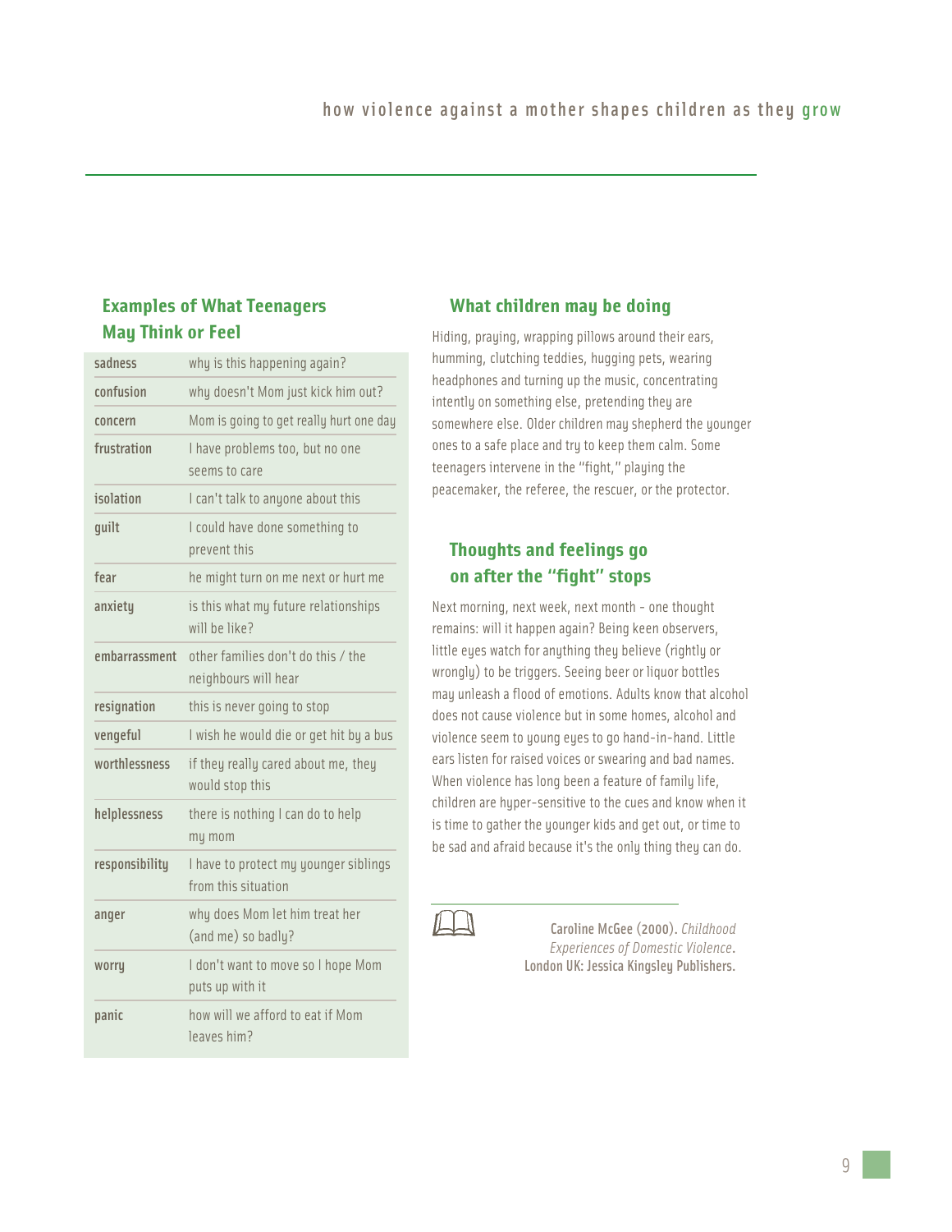## Examples of What Teenagers May Think or Feel

| | |
|---|---|
| sadness | why is this happening again? |
| confusion | why doesn't Mom just kick him out? |
| concern | Mom is going to get really hurt one day |
| frustration | I have problems too, but no one seems to care |
| isolation | I can't talk to anyone about this |
| guilt | I could have done something to prevent this |
| fear | he might turn on me next or hurt me |
| anxiety | is this what my future relationships will be like? |
| embarrassment | other families don't do this / the neighbours will hear |
| resignation | this is never going to stop |
| vengeful | I wish he would die or get hit by a bus |
| worthlessness | if they really cared about me, they would stop this |
| helplessness | there is nothing I can do to help my mom |
| responsibility | I have to protect my younger siblings from this situation |
| anger | why does Mom let him treat her (and me) so badly? |
| worry | I don't want to move so I hope Mom puts up with it |
| panic | how will we afford to eat if Mom leaves him? |

## What children may be doing

Hiding, praying, wrapping pillows around their ears, humming, clutching teddies, hugging pets, wearing headphones and turning up the music, concentrating intently on something else, pretending they are somewhere else. Older children may shepherd the younger ones to a safe place and try to keep them calm. Some teenagers intervene in the "fight," playing the peacemaker, the referee, the rescuer, or the protector.

## Thoughts and feelings go on after the "fight" stops

Next morning, next week, next month - one thought remains: will it happen again? Being keen observers, little eyes watch for anything they believe (rightly or wrongly) to be triggers. Seeing beer or liquor bottles may unleash a flood of emotions. Adults know that alcohol does not cause violence but in some homes, alcohol and violence seem to young eyes to go hand-in-hand. Little ears listen for raised voices or swearing and bad names. When violence has long been a feature of family life, children are hyper-sensitive to the cues and know when it is time to gather the younger kids and get out, or time to be sad and afraid because it's the only thing they can do.

Caroline McGee (2000). *Childhood Experiences of Domestic Violence*. London UK: Jessica Kingsley Publishers.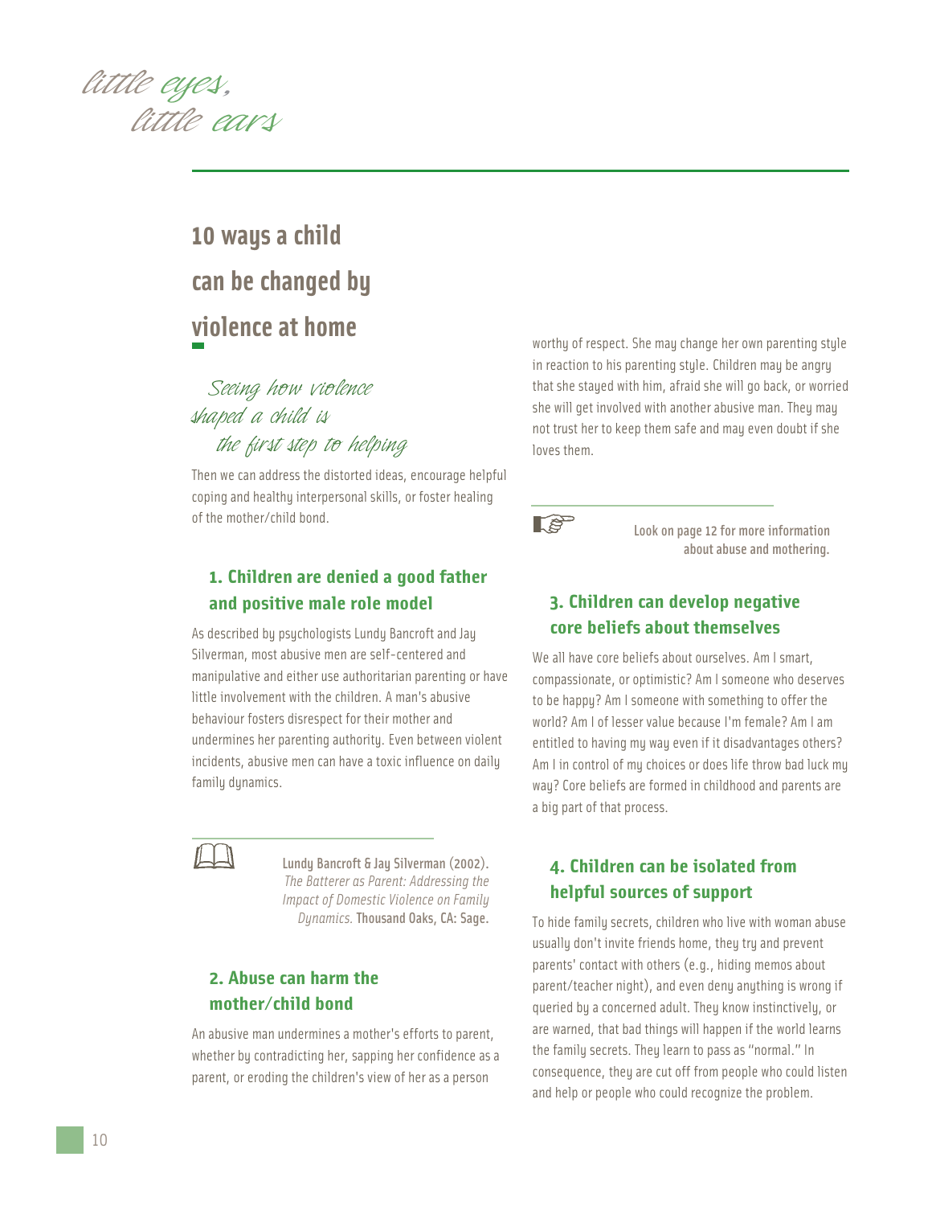## 10 ways a child can be changed by violence at home

*Seeing how violence shaped a child is the first step to helping*

Then we can address the distorted ideas, encourage helpful coping and healthy interpersonal skills, or foster healing of the mother/child bond.

### 1. Children are denied a good father and positive male role model

As described by psychologists Lundy Bancroft and Jay Silverman, most abusive men are self-centered and manipulative and either use authoritarian parenting or have little involvement with the children. A man's abusive behaviour fosters disrespect for their mother and undermines her parenting authority. Even between violent incidents, abusive men can have a toxic influence on daily family dynamics.

Lundy Bancroft & Jay Silverman (2002). *The Batterer as Parent: Addressing the Impact of Domestic Violence on Family Dynamics.* Thousand Oaks, CA: Sage.

### 2. Abuse can harm the mother/child bond

An abusive man undermines a mother's efforts to parent, whether by contradicting her, sapping her confidence as a parent, or eroding the children's view of her as a person worthy of respect. She may change her own parenting style in reaction to his parenting style. Children may be angry that she stayed with him, afraid she will go back, or worried she will get involved with another abusive man. They may not trust her to keep them safe and may even doubt if she loves them.

Look on page 12 for more information about abuse and mothering.

### 3. Children can develop negative core beliefs about themselves

We all have core beliefs about ourselves. Am I smart, compassionate, or optimistic? Am I someone who deserves to be happy? Am I someone with something to offer the world? Am I of lesser value because I'm female? Am I am entitled to having my way even if it disadvantages others? Am I in control of my choices or does life throw bad luck my way? Core beliefs are formed in childhood and parents are a big part of that process.

### 4. Children can be isolated from helpful sources of support

To hide family secrets, children who live with woman abuse usually don't invite friends home, they try and prevent parents' contact with others (e.g., hiding memos about parent/teacher night), and even deny anything is wrong if queried by a concerned adult. They know instinctively, or are warned, that bad things will happen if the world learns the family secrets. They learn to pass as "normal." In consequence, they are cut off from people who could listen and help or people who could recognize the problem.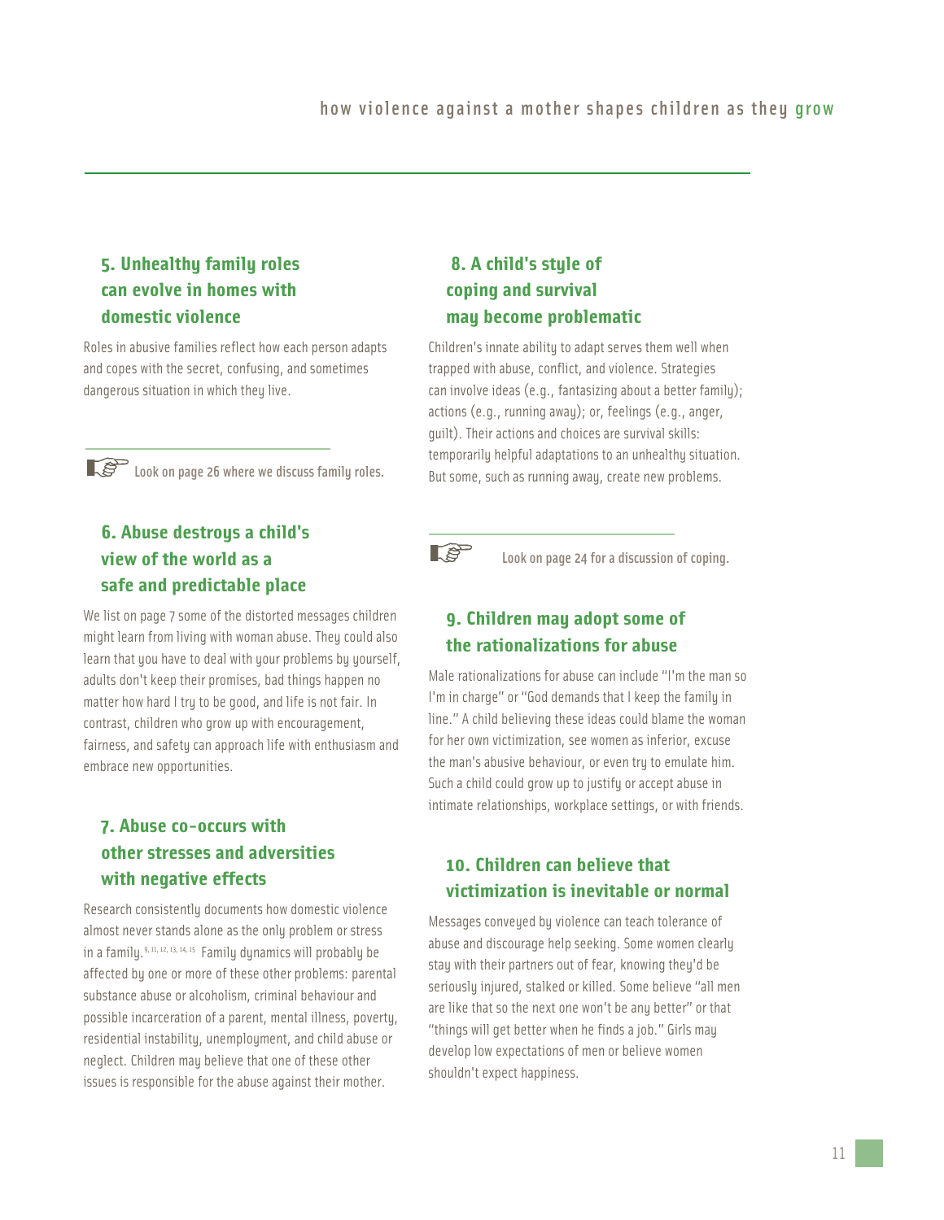## 5. Unhealthy family roles can evolve in homes with domestic violence

Roles in abusive families reflect how each person adapts and copes with the secret, confusing, and sometimes dangerous situation in which they live.

☞ Look on page 26 where we discuss family roles.

## 6. Abuse destroys a child's view of the world as a safe and predictable place

We list on page 7 some of the distorted messages children might learn from living with woman abuse. They could also learn that you have to deal with your problems by yourself, adults don't keep their promises, bad things happen no matter how hard I try to be good, and life is not fair. In contrast, children who grow up with encouragement, fairness, and safety can approach life with enthusiasm and embrace new opportunities.

## 7. Abuse co-occurs with other stresses and adversities with negative effects

Research consistently documents how domestic violence almost never stands alone as the only problem or stress in a family.[9, 11, 12, 13, 14, 15] Family dynamics will probably be affected by one or more of these other problems: parental substance abuse or alcoholism, criminal behaviour and possible incarceration of a parent, mental illness, poverty, residential instability, unemployment, and child abuse or neglect. Children may believe that one of these other issues is responsible for the abuse against their mother.

## 8. A child's style of coping and survival may become problematic

Children's innate ability to adapt serves them well when trapped with abuse, conflict, and violence. Strategies can involve ideas (e.g., fantasizing about a better family); actions (e.g., running away); or, feelings (e.g., anger, guilt). Their actions and choices are survival skills: temporarily helpful adaptations to an unhealthy situation. But some, such as running away, create new problems.

☞ Look on page 24 for a discussion of coping.

## 9. Children may adopt some of the rationalizations for abuse

Male rationalizations for abuse can include "I'm the man so I'm in charge" or "God demands that I keep the family in line." A child believing these ideas could blame the woman for her own victimization, see women as inferior, excuse the man's abusive behaviour, or even try to emulate him. Such a child could grow up to justify or accept abuse in intimate relationships, workplace settings, or with friends.

## 10. Children can believe that victimization is inevitable or normal

Messages conveyed by violence can teach tolerance of abuse and discourage help seeking. Some women clearly stay with their partners out of fear, knowing they'd be seriously injured, stalked or killed. Some believe "all men are like that so the next one won't be any better" or that "things will get better when he finds a job." Girls may develop low expectations of men or believe women shouldn't expect happiness.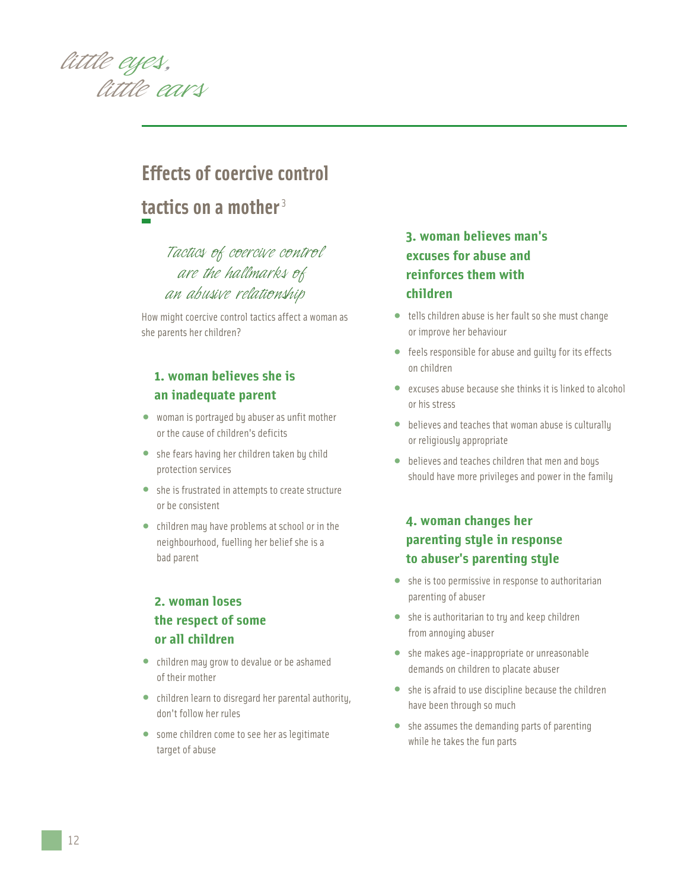## Effects of coercive control tactics on a mother[3]

*Tactics of coercive control are the hallmarks of an abusive relationship*

How might coercive control tactics affect a woman as she parents her children?

### 1. woman believes she is an inadequate parent

- woman is portrayed by abuser as unfit mother or the cause of children's deficits
- she fears having her children taken by child protection services
- she is frustrated in attempts to create structure or be consistent
- children may have problems at school or in the neighbourhood, fuelling her belief she is a bad parent

### 2. woman loses the respect of some or all children

- children may grow to devalue or be ashamed of their mother
- children learn to disregard her parental authority, don't follow her rules
- some children come to see her as legitimate target of abuse

### 3. woman believes man's excuses for abuse and reinforces them with children

- tells children abuse is her fault so she must change or improve her behaviour
- feels responsible for abuse and guilty for its effects on children
- excuses abuse because she thinks it is linked to alcohol or his stress
- believes and teaches that woman abuse is culturally or religiously appropriate
- believes and teaches children that men and boys should have more privileges and power in the family

### 4. woman changes her parenting style in response to abuser's parenting style

- she is too permissive in response to authoritarian parenting of abuser
- she is authoritarian to try and keep children from annoying abuser
- she makes age-inappropriate or unreasonable demands on children to placate abuser
- she is afraid to use discipline because the children have been through so much
- she assumes the demanding parts of parenting while he takes the fun parts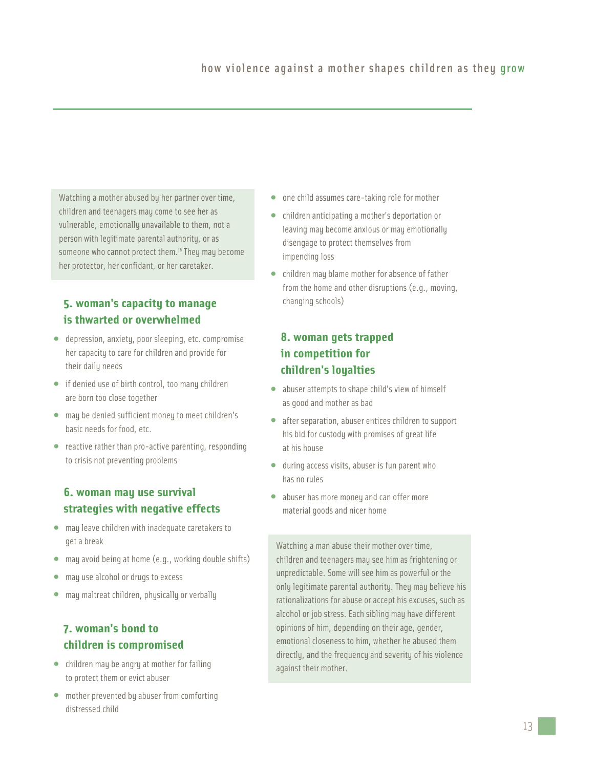Watching a mother abused by her partner over time, children and teenagers may come to see her as vulnerable, emotionally unavailable to them, not a person with legitimate parental authority, or as someone who cannot protect them.[16] They may become her protector, her confidant, or her caretaker.

### 5. woman's capacity to manage is thwarted or overwhelmed

- depression, anxiety, poor sleeping, etc. compromise her capacity to care for children and provide for their daily needs
- if denied use of birth control, too many children are born too close together
- may be denied sufficient money to meet children's basic needs for food, etc.
- reactive rather than pro-active parenting, responding to crisis not preventing problems

### 6. woman may use survival strategies with negative effects

- may leave children with inadequate caretakers to get a break
- may avoid being at home (e.g., working double shifts)
- may use alcohol or drugs to excess
- may maltreat children, physically or verbally

### 7. woman's bond to children is compromised

- children may be angry at mother for failing to protect them or evict abuser
- mother prevented by abuser from comforting distressed child
- one child assumes care-taking role for mother
- children anticipating a mother's deportation or leaving may become anxious or may emotionally disengage to protect themselves from impending loss
- children may blame mother for absence of father from the home and other disruptions (e.g., moving, changing schools)

### 8. woman gets trapped in competition for children's loyalties

- abuser attempts to shape child's view of himself as good and mother as bad
- after separation, abuser entices children to support his bid for custody with promises of great life at his house
- during access visits, abuser is fun parent who has no rules
- abuser has more money and can offer more material goods and nicer home

Watching a man abuse their mother over time, children and teenagers may see him as frightening or unpredictable. Some will see him as powerful or the only legitimate parental authority. They may believe his rationalizations for abuse or accept his excuses, such as alcohol or job stress. Each sibling may have different opinions of him, depending on their age, gender, emotional closeness to him, whether he abused them directly, and the frequency and severity of his violence against their mother.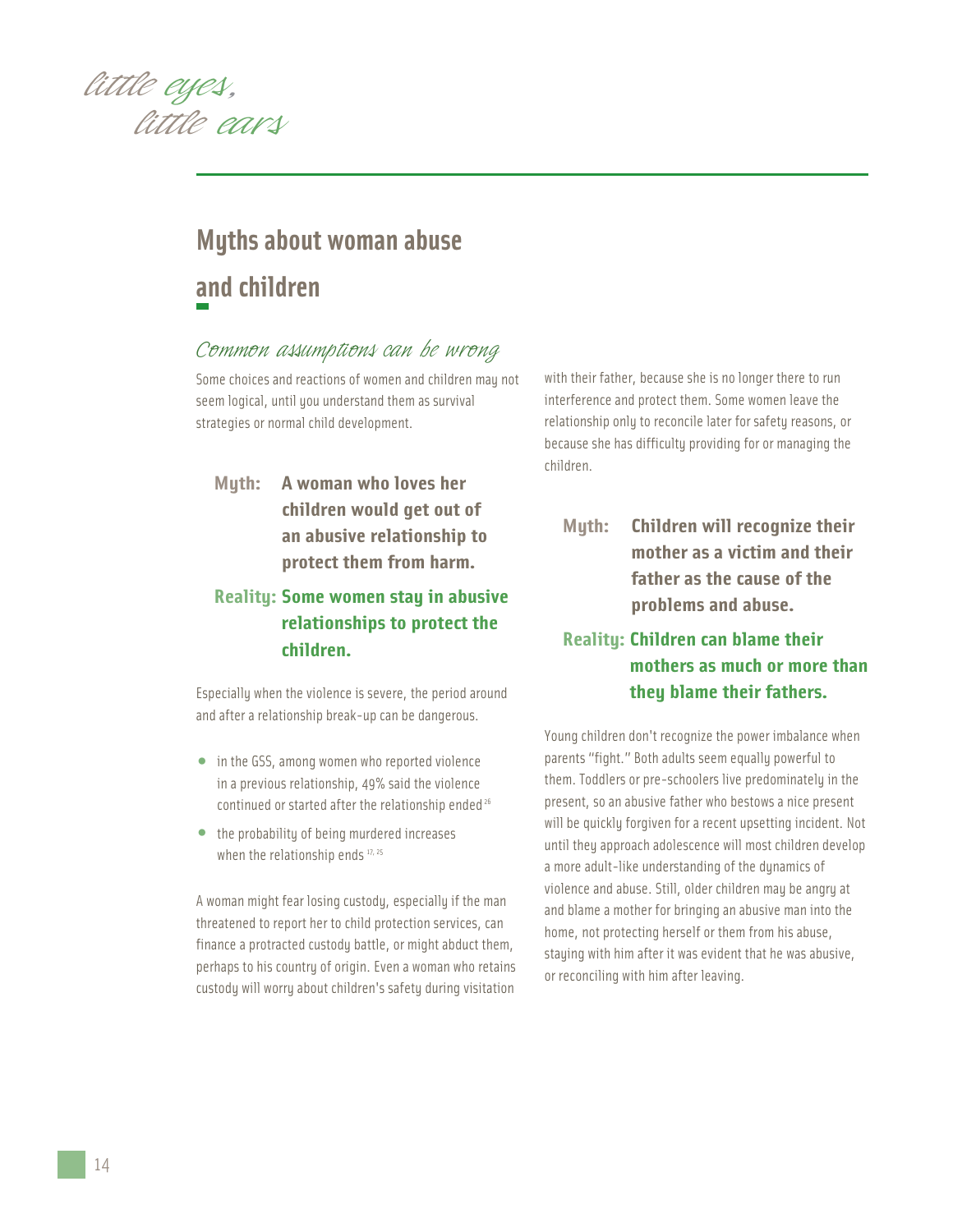## Myths about woman abuse and children

### Common assumptions can be wrong

Some choices and reactions of women and children may not seem logical, until you understand them as survival strategies or normal child development.

**Myth: A woman who loves her children would get out of an abusive relationship to protect them from harm.**

**Reality: Some women stay in abusive relationships to protect the children.**

Especially when the violence is severe, the period around and after a relationship break-up can be dangerous.

- in the GSS, among women who reported violence in a previous relationship, 49% said the violence continued or started after the relationship ended [26]
- the probability of being murdered increases when the relationship ends [17, 25]

A woman might fear losing custody, especially if the man threatened to report her to child protection services, can finance a protracted custody battle, or might abduct them, perhaps to his country of origin. Even a woman who retains custody will worry about children's safety during visitation with their father, because she is no longer there to run interference and protect them. Some women leave the relationship only to reconcile later for safety reasons, or because she has difficulty providing for or managing the children.

**Myth: Children will recognize their mother as a victim and their father as the cause of the problems and abuse.**

**Reality: Children can blame their mothers as much or more than they blame their fathers.**

Young children don't recognize the power imbalance when parents "fight." Both adults seem equally powerful to them. Toddlers or pre-schoolers live predominately in the present, so an abusive father who bestows a nice present will be quickly forgiven for a recent upsetting incident. Not until they approach adolescence will most children develop a more adult-like understanding of the dynamics of violence and abuse. Still, older children may be angry at and blame a mother for bringing an abusive man into the home, not protecting herself or them from his abuse, staying with him after it was evident that he was abusive, or reconciling with him after leaving.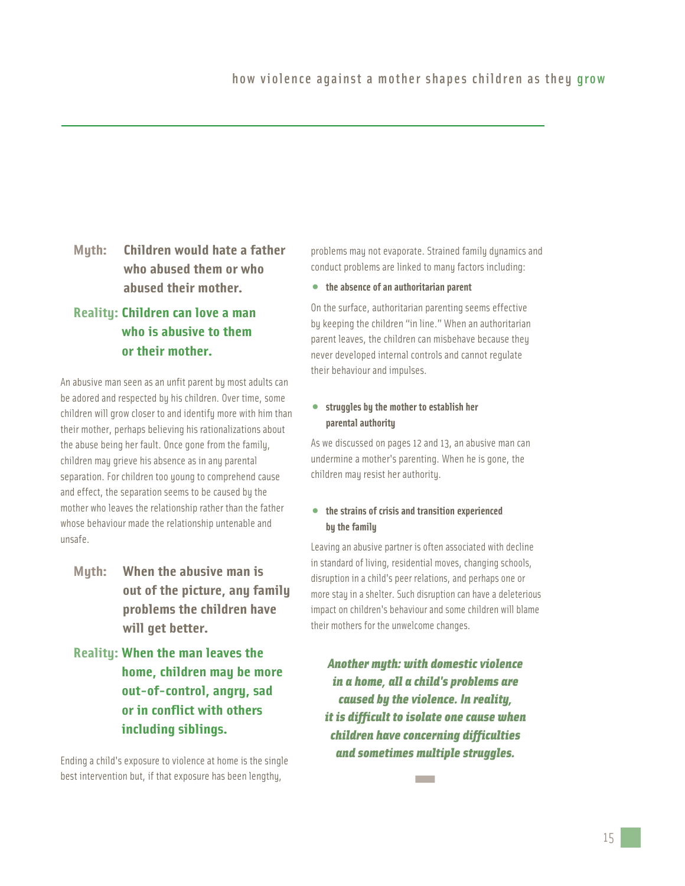**Myth: Children would hate a father who abused them or who abused their mother.**

**Reality: Children can love a man who is abusive to them or their mother.**

An abusive man seen as an unfit parent by most adults can be adored and respected by his children. Over time, some children will grow closer to and identify more with him than their mother, perhaps believing his rationalizations about the abuse being her fault. Once gone from the family, children may grieve his absence as in any parental separation. For children too young to comprehend cause and effect, the separation seems to be caused by the mother who leaves the relationship rather than the father whose behaviour made the relationship untenable and unsafe.

**Myth: When the abusive man is out of the picture, any family problems the children have will get better.**

**Reality: When the man leaves the home, children may be more out-of-control, angry, sad or in conflict with others including siblings.**

Ending a child's exposure to violence at home is the single best intervention but, if that exposure has been lengthy, problems may not evaporate. Strained family dynamics and conduct problems are linked to many factors including:

- **the absence of an authoritarian parent**

On the surface, authoritarian parenting seems effective by keeping the children "in line." When an authoritarian parent leaves, the children can misbehave because they never developed internal controls and cannot regulate their behaviour and impulses.

- **struggles by the mother to establish her parental authority**

As we discussed on pages 12 and 13, an abusive man can undermine a mother's parenting. When he is gone, the children may resist her authority.

- **the strains of crisis and transition experienced by the family**

Leaving an abusive partner is often associated with decline in standard of living, residential moves, changing schools, disruption in a child's peer relations, and perhaps one or more stay in a shelter. Such disruption can have a deleterious impact on children's behaviour and some children will blame their mothers for the unwelcome changes.

***Another myth: with domestic violence in a home, all a child's problems are caused by the violence. In reality, it is difficult to isolate one cause when children have concerning difficulties and sometimes multiple struggles.***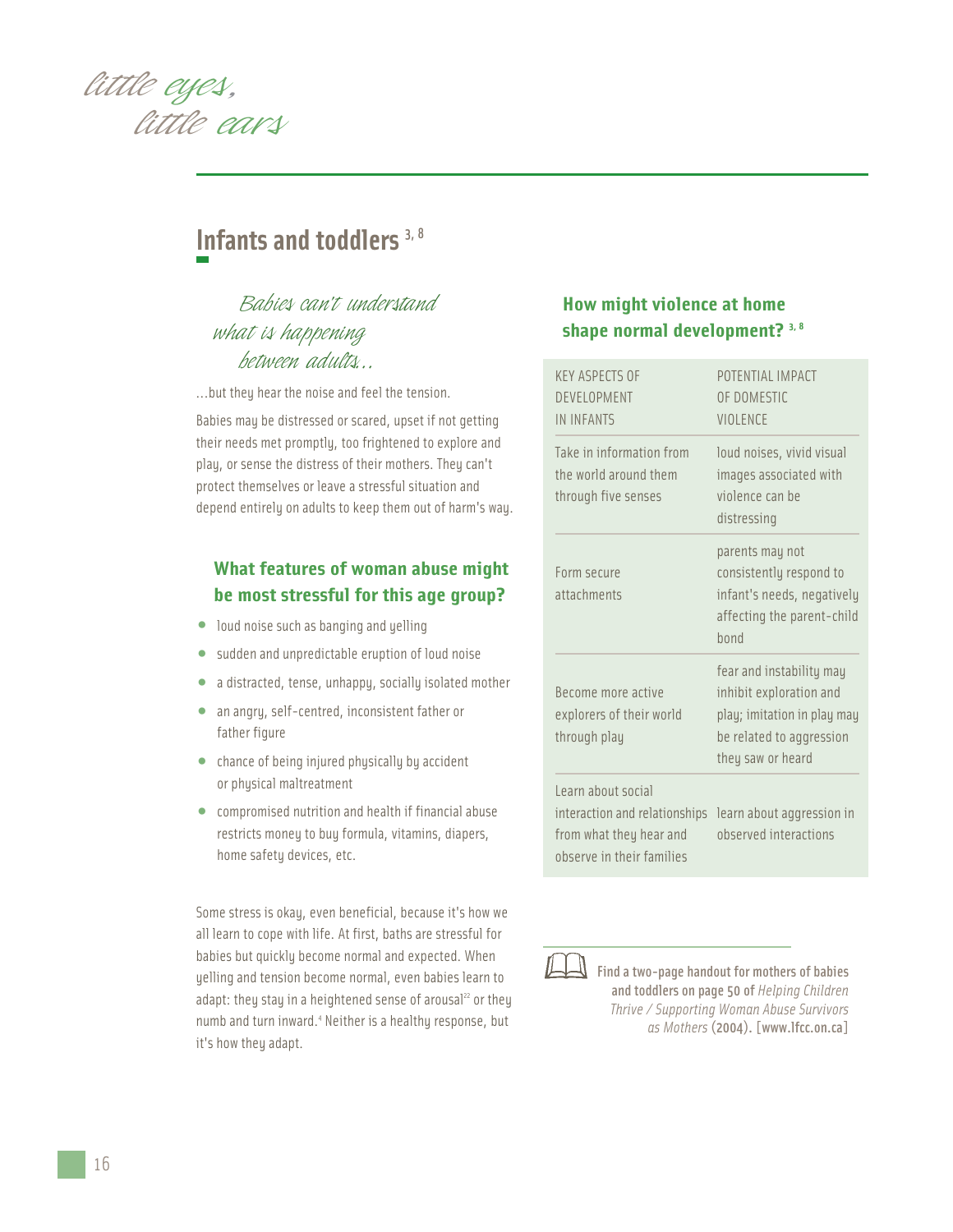## Infants and toddlers [3, 8]

*Babies can't understand what is happening between adults...*

...but they hear the noise and feel the tension.

Babies may be distressed or scared, upset if not getting their needs met promptly, too frightened to explore and play, or sense the distress of their mothers. They can't protect themselves or leave a stressful situation and depend entirely on adults to keep them out of harm's way.

### What features of woman abuse might be most stressful for this age group?

- loud noise such as banging and yelling
- sudden and unpredictable eruption of loud noise
- a distracted, tense, unhappy, socially isolated mother
- an angry, self-centred, inconsistent father or father figure
- chance of being injured physically by accident or physical maltreatment
- compromised nutrition and health if financial abuse restricts money to buy formula, vitamins, diapers, home safety devices, etc.

Some stress is okay, even beneficial, because it's how we all learn to cope with life. At first, baths are stressful for babies but quickly become normal and expected. When yelling and tension become normal, even babies learn to adapt: they stay in a heightened sense of arousal[22] or they numb and turn inward.[4] Neither is a healthy response, but it's how they adapt.

### How might violence at home shape normal development? [3, 8]

| KEY ASPECTS OF DEVELOPMENT IN INFANTS | POTENTIAL IMPACT OF DOMESTIC VIOLENCE |
|---|---|
| Take in information from the world around them through five senses | loud noises, vivid visual images associated with violence can be distressing |
| Form secure attachments | parents may not consistently respond to infant's needs, negatively affecting the parent-child bond |
| Become more active explorers of their world through play | fear and instability may inhibit exploration and play; imitation in play may be related to aggression they saw or heard |
| Learn about social interaction and relationships from what they hear and observe in their families | learn about aggression in observed interactions |

**Find a two-page handout for mothers of babies and toddlers on page 50 of** *Helping Children Thrive / Supporting Woman Abuse Survivors as Mothers* **(2004). [www.lfcc.on.ca]**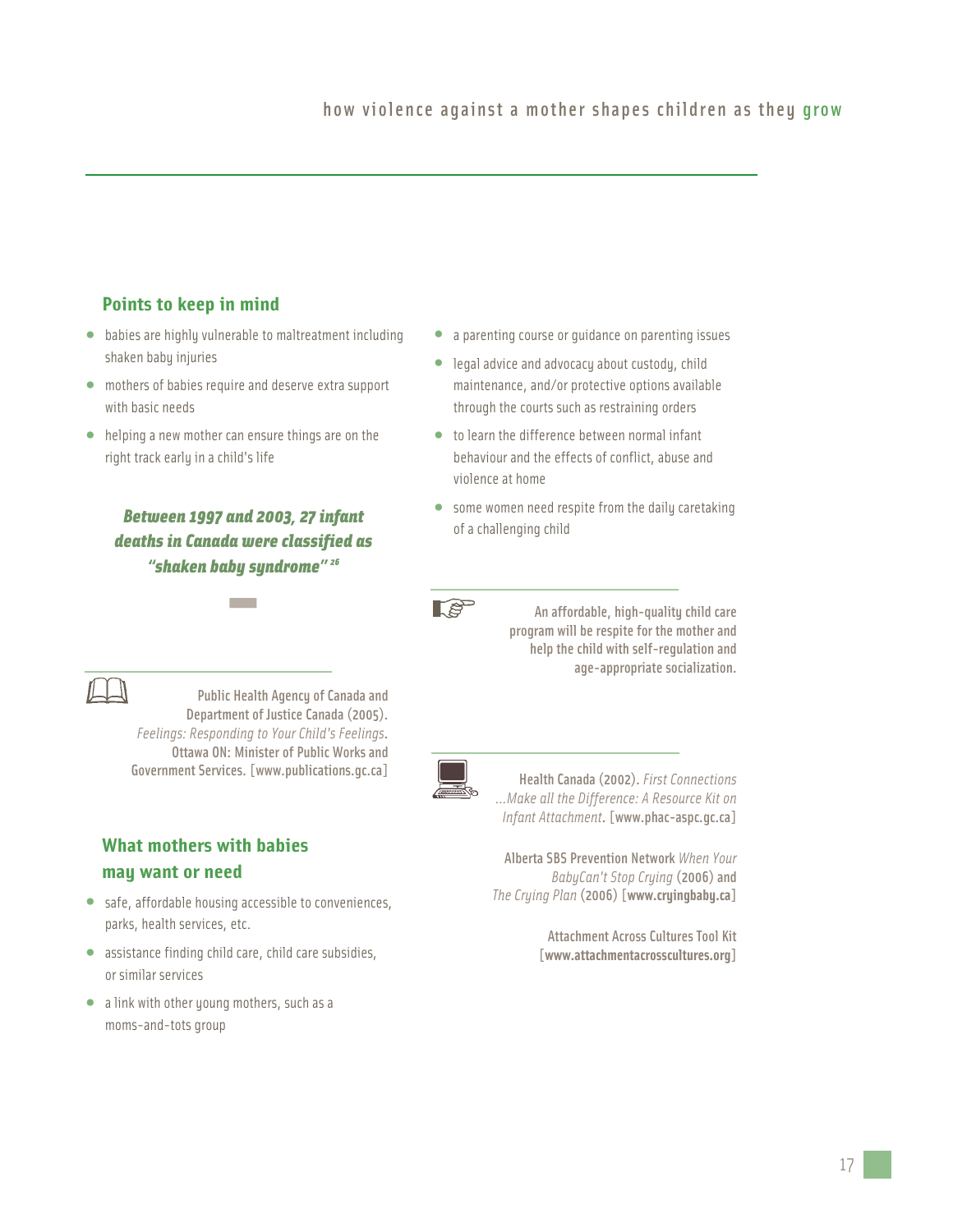## Points to keep in mind

- babies are highly vulnerable to maltreatment including shaken baby injuries
- mothers of babies require and deserve extra support with basic needs
- helping a new mother can ensure things are on the right track early in a child's life

***Between 1997 and 2003, 27 infant deaths in Canada were classified as "shaken baby syndrome"*** [26]

Public Health Agency of Canada and Department of Justice Canada (2005). *Feelings: Responding to Your Child's Feelings*. Ottawa ON: Minister of Public Works and Government Services. [www.publications.gc.ca]

## What mothers with babies may want or need

- safe, affordable housing accessible to conveniences, parks, health services, etc.
- assistance finding child care, child care subsidies, or similar services
- a link with other young mothers, such as a moms-and-tots group
- a parenting course or guidance on parenting issues
- legal advice and advocacy about custody, child maintenance, and/or protective options available through the courts such as restraining orders
- to learn the difference between normal infant behaviour and the effects of conflict, abuse and violence at home
- some women need respite from the daily caretaking of a challenging child

An affordable, high-quality child care program will be respite for the mother and help the child with self-regulation and age-appropriate socialization.

Health Canada (2002). *First Connections ...Make all the Difference: A Resource Kit on Infant Attachment*. [www.phac-aspc.gc.ca]

Alberta SBS Prevention Network *When Your BabyCan't Stop Crying* (2006) and *The Crying Plan* (2006) [**www.cryingbaby.ca**]

Attachment Across Cultures Tool Kit [**www.attachmentacrosscultures.org**]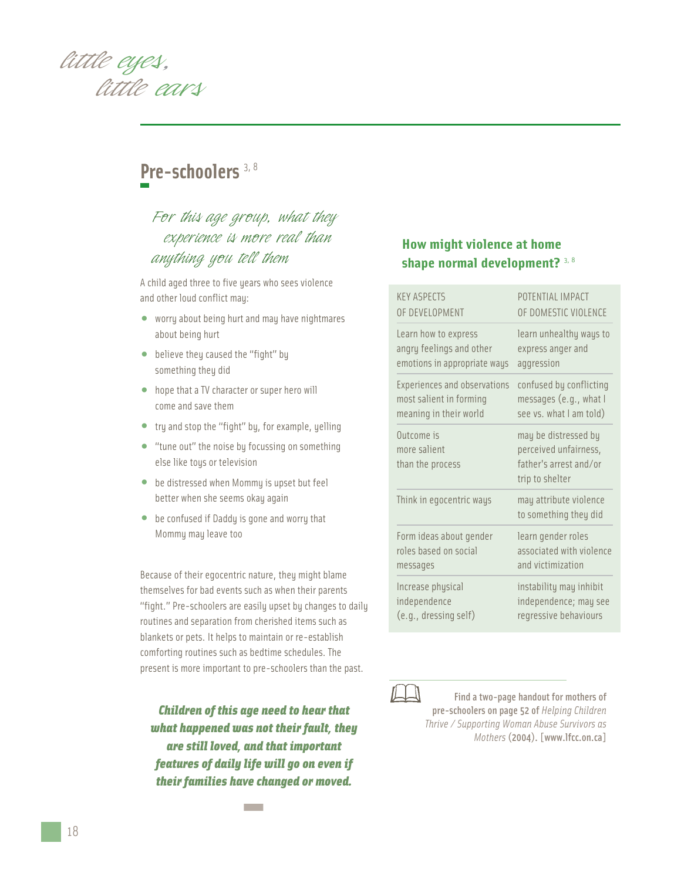## Pre-schoolers [3, 8]

*For this age group, what they experience is more real than anything you tell them*

A child aged three to five years who sees violence and other loud conflict may:

- worry about being hurt and may have nightmares about being hurt
- believe they caused the "fight" by something they did
- hope that a TV character or super hero will come and save them
- try and stop the "fight" by, for example, yelling
- "tune out" the noise by focussing on something else like toys or television
- be distressed when Mommy is upset but feel better when she seems okay again
- be confused if Daddy is gone and worry that Mommy may leave too

Because of their egocentric nature, they might blame themselves for bad events such as when their parents "fight." Pre-schoolers are easily upset by changes to daily routines and separation from cherished items such as blankets or pets. It helps to maintain or re-establish comforting routines such as bedtime schedules. The present is more important to pre-schoolers than the past.

***Children of this age need to hear that what happened was not their fault, they are still loved, and that important features of daily life will go on even if their families have changed or moved.***

### How might violence at home shape normal development? [3, 8]

| KEY ASPECTS OF DEVELOPMENT | POTENTIAL IMPACT OF DOMESTIC VIOLENCE |
|---|---|
| Learn how to express angry feelings and other emotions in appropriate ways | learn unhealthy ways to express anger and aggression |
| Experiences and observations most salient in forming meaning in their world | confused by conflicting messages (e.g., what I see vs. what I am told) |
| Outcome is more salient than the process | may be distressed by perceived unfairness, father's arrest and/or trip to shelter |
| Think in egocentric ways | may attribute violence to something they did |
| Form ideas about gender roles based on social messages | learn gender roles associated with violence and victimization |
| Increase physical independence (e.g., dressing self) | instability may inhibit independence; may see regressive behaviours |

Find a two-page handout for mothers of pre-schoolers on page 52 of *Helping Children Thrive / Supporting Woman Abuse Survivors as Mothers* (2004). [www.lfcc.on.ca]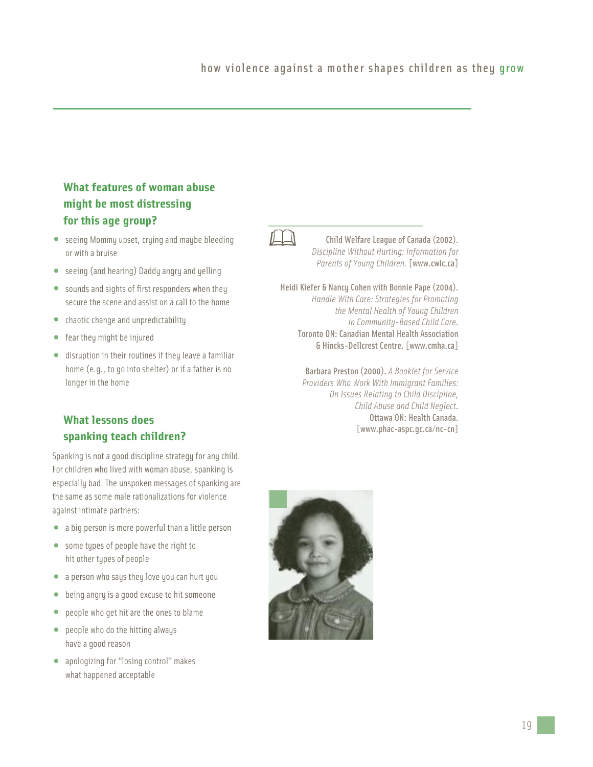## What features of woman abuse might be most distressing for this age group?

- seeing Mommy upset, crying and maybe bleeding or with a bruise
- seeing (and hearing) Daddy angry and yelling
- sounds and sights of first responders when they secure the scene and assist on a call to the home
- chaotic change and unpredictability
- fear they might be injured
- disruption in their routines if they leave a familiar home (e.g., to go into shelter) or if a father is no longer in the home

## What lessons does spanking teach children?

Spanking is not a good discipline strategy for any child. For children who lived with woman abuse, spanking is especially bad. The unspoken messages of spanking are the same as some male rationalizations for violence against intimate partners:

- a big person is more powerful than a little person
- some types of people have the right to hit other types of people
- a person who says they love you can hurt you
- being angry is a good excuse to hit someone
- people who get hit are the ones to blame
- people who do the hitting always have a good reason
- apologizing for "losing control" makes what happened acceptable

Child Welfare League of Canada (2002). *Discipline Without Hurting: Information for Parents of Young Children.* [www.cwlc.ca]

Heidi Kiefer & Nancy Cohen with Bonnie Pape (2004). *Handle With Care: Strategies for Promoting the Mental Health of Young Children in Community-Based Child Care.* Toronto ON: Canadian Mental Health Association & Hincks-Dellcrest Centre. [www.cmha.ca]

Barbara Preston (2000). *A Booklet for Service Providers Who Work With Immigrant Families: On Issues Relating to Child Discipline, Child Abuse and Child Neglect.* Ottawa ON: Health Canada. [www.phac-aspc.gc.ca/nc-cn]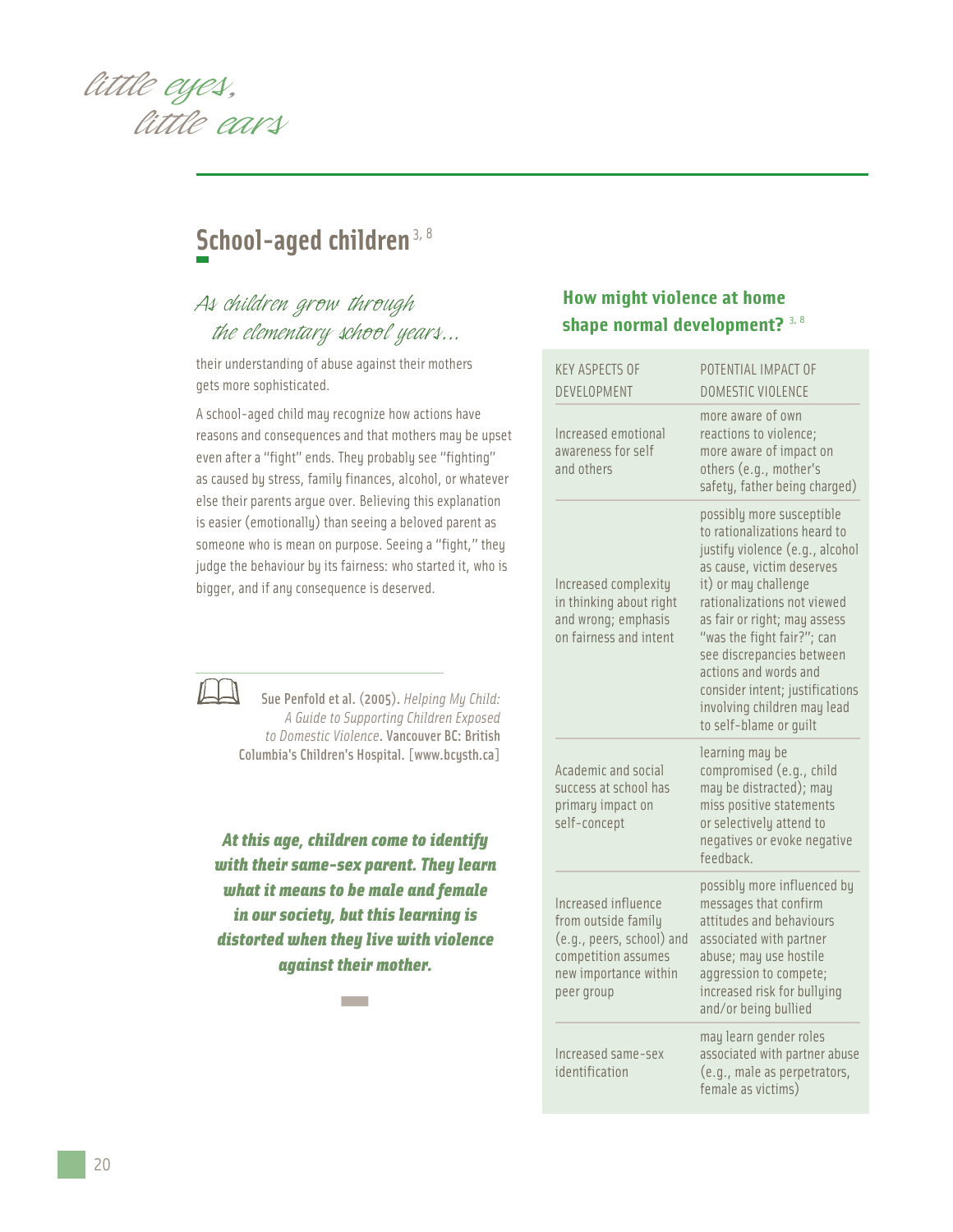## School-aged children [3, 8]

*As children grow through the elementary school years…*

their understanding of abuse against their mothers gets more sophisticated.

A school-aged child may recognize how actions have reasons and consequences and that mothers may be upset even after a "fight" ends. They probably see "fighting" as caused by stress, family finances, alcohol, or whatever else their parents argue over. Believing this explanation is easier (emotionally) than seeing a beloved parent as someone who is mean on purpose. Seeing a "fight," they judge the behaviour by its fairness: who started it, who is bigger, and if any consequence is deserved.

Sue Penfold et al. (2005). *Helping My Child: A Guide to Supporting Children Exposed to Domestic Violence*. Vancouver BC: British Columbia's Children's Hospital. [www.bcysth.ca]

***At this age, children come to identify with their same-sex parent. They learn what it means to be male and female in our society, but this learning is distorted when they live with violence against their mother.***

### How might violence at home shape normal development? [3, 8]

| KEY ASPECTS OF DEVELOPMENT | POTENTIAL IMPACT OF DOMESTIC VIOLENCE |
|---|---|
| Increased emotional awareness for self and others | more aware of own reactions to violence; more aware of impact on others (e.g., mother's safety, father being charged) |
| Increased complexity in thinking about right and wrong; emphasis on fairness and intent | possibly more susceptible to rationalizations heard to justify violence (e.g., alcohol as cause, victim deserves it) or may challenge rationalizations not viewed as fair or right; may assess "was the fight fair?"; can see discrepancies between actions and words and consider intent; justifications involving children may lead to self-blame or guilt |
| Academic and social success at school has primary impact on self-concept | learning may be compromised (e.g., child may be distracted); may miss positive statements or selectively attend to negatives or evoke negative feedback. |
| Increased influence from outside family (e.g., peers, school) and competition assumes new importance within peer group | possibly more influenced by messages that confirm attitudes and behaviours associated with partner abuse; may use hostile aggression to compete; increased risk for bullying and/or being bullied |
| Increased same-sex identification | may learn gender roles associated with partner abuse (e.g., male as perpetrators, female as victims) |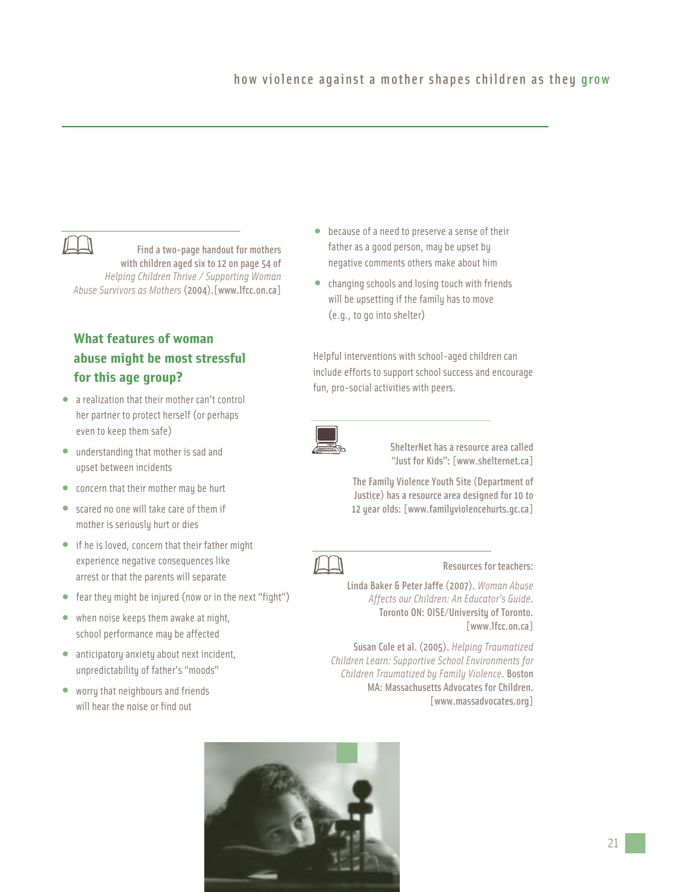Find a two-page handout for mothers with children aged six to 12 on page 54 of *Helping Children Thrive / Supporting Woman Abuse Survivors as Mothers* (2004).[www.lfcc.on.ca]

## What features of woman abuse might be most stressful for this age group?

- a realization that their mother can't control her partner to protect herself (or perhaps even to keep them safe)
- understanding that mother is sad and upset between incidents
- concern that their mother may be hurt
- scared no one will take care of them if mother is seriously hurt or dies
- if he is loved, concern that their father might experience negative consequences like arrest or that the parents will separate
- fear they might be injured (now or in the next "fight")
- when noise keeps them awake at night, school performance may be affected
- anticipatory anxiety about next incident, unpredictability of father's "moods"
- worry that neighbours and friends will hear the noise or find out
- because of a need to preserve a sense of their father as a good person, may be upset by negative comments others make about him
- changing schools and losing touch with friends will be upsetting if the family has to move (e.g., to go into shelter)

Helpful interventions with school-aged children can include efforts to support school success and encourage fun, pro-social activities with peers.

ShelterNet has a resource area called "Just for Kids": [www.shelternet.ca]

The Family Violence Youth Site (Department of Justice) has a resource area designed for 10 to 12 year olds: [www.familyviolencehurts.gc.ca]

Resources for teachers:

Linda Baker & Peter Jaffe (2007). *Woman Abuse Affects our Children: An Educator's Guide*. Toronto ON: OISE/University of Toronto. [www.lfcc.on.ca]

Susan Cole et al. (2005). *Helping Traumatized Children Learn: Supportive School Environments for Children Traumatized by Family Violence*. Boston MA: Massachusetts Advocates for Children. [www.massadvocates.org]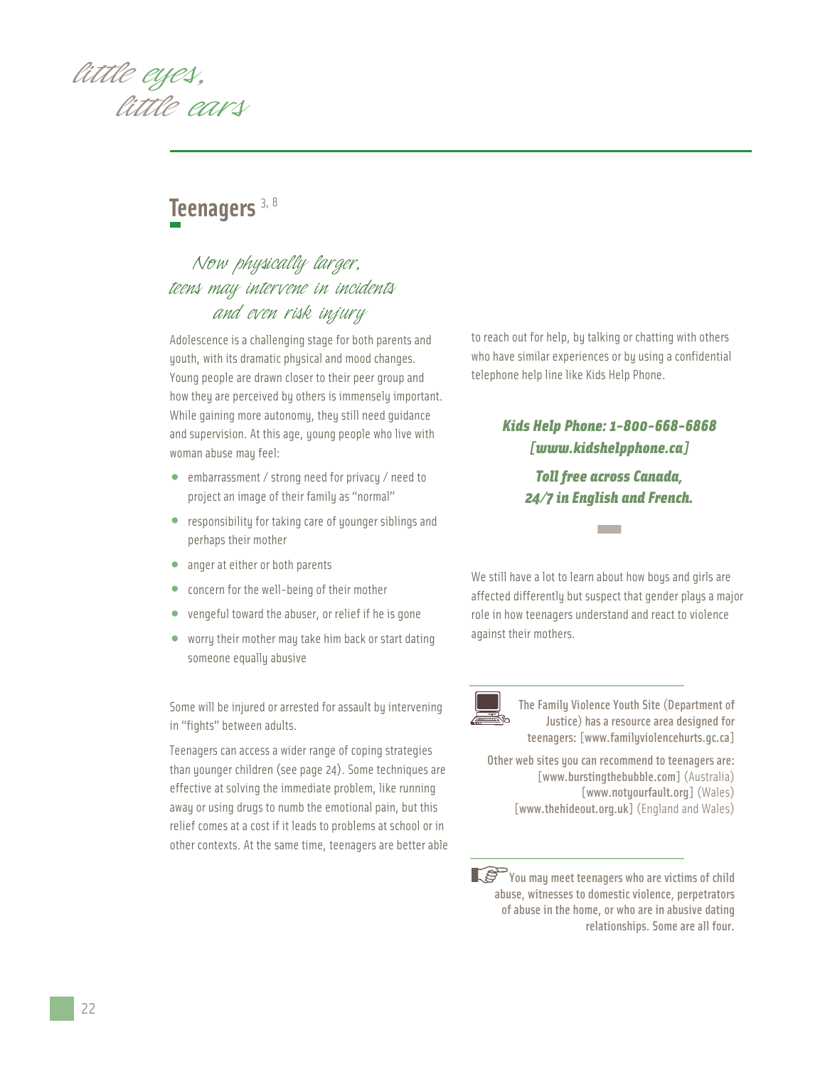## Teenagers [3, 8]

*Now physically larger, teens may intervene in incidents and even risk injury*

Adolescence is a challenging stage for both parents and youth, with its dramatic physical and mood changes. Young people are drawn closer to their peer group and how they are perceived by others is immensely important. While gaining more autonomy, they still need guidance and supervision. At this age, young people who live with woman abuse may feel:

- embarrassment / strong need for privacy / need to project an image of their family as "normal"
- responsibility for taking care of younger siblings and perhaps their mother
- anger at either or both parents
- concern for the well-being of their mother
- vengeful toward the abuser, or relief if he is gone
- worry their mother may take him back or start dating someone equally abusive

Some will be injured or arrested for assault by intervening in "fights" between adults.

Teenagers can access a wider range of coping strategies than younger children (see page 24). Some techniques are effective at solving the immediate problem, like running away or using drugs to numb the emotional pain, but this relief comes at a cost if it leads to problems at school or in other contexts. At the same time, teenagers are better able to reach out for help, by talking or chatting with others who have similar experiences or by using a confidential telephone help line like Kids Help Phone.

***Kids Help Phone: 1-800-668-6868 [www.kidshelpphone.ca]***

***Toll free across Canada, 24/7 in English and French.***

We still have a lot to learn about how boys and girls are affected differently but suspect that gender plays a major role in how teenagers understand and react to violence against their mothers.

**The Family Violence Youth Site (Department of Justice) has a resource area designed for teenagers: [www.familyviolencehurts.gc.ca]**

**Other web sites you can recommend to teenagers are:**
**[www.burstingthebubble.com]** (Australia)
**[www.notyourfault.org]** (Wales)
**[www.thehideout.org.uk]** (England and Wales)

**You may meet teenagers who are victims of child abuse, witnesses to domestic violence, perpetrators of abuse in the home, or who are in abusive dating relationships. Some are all four.**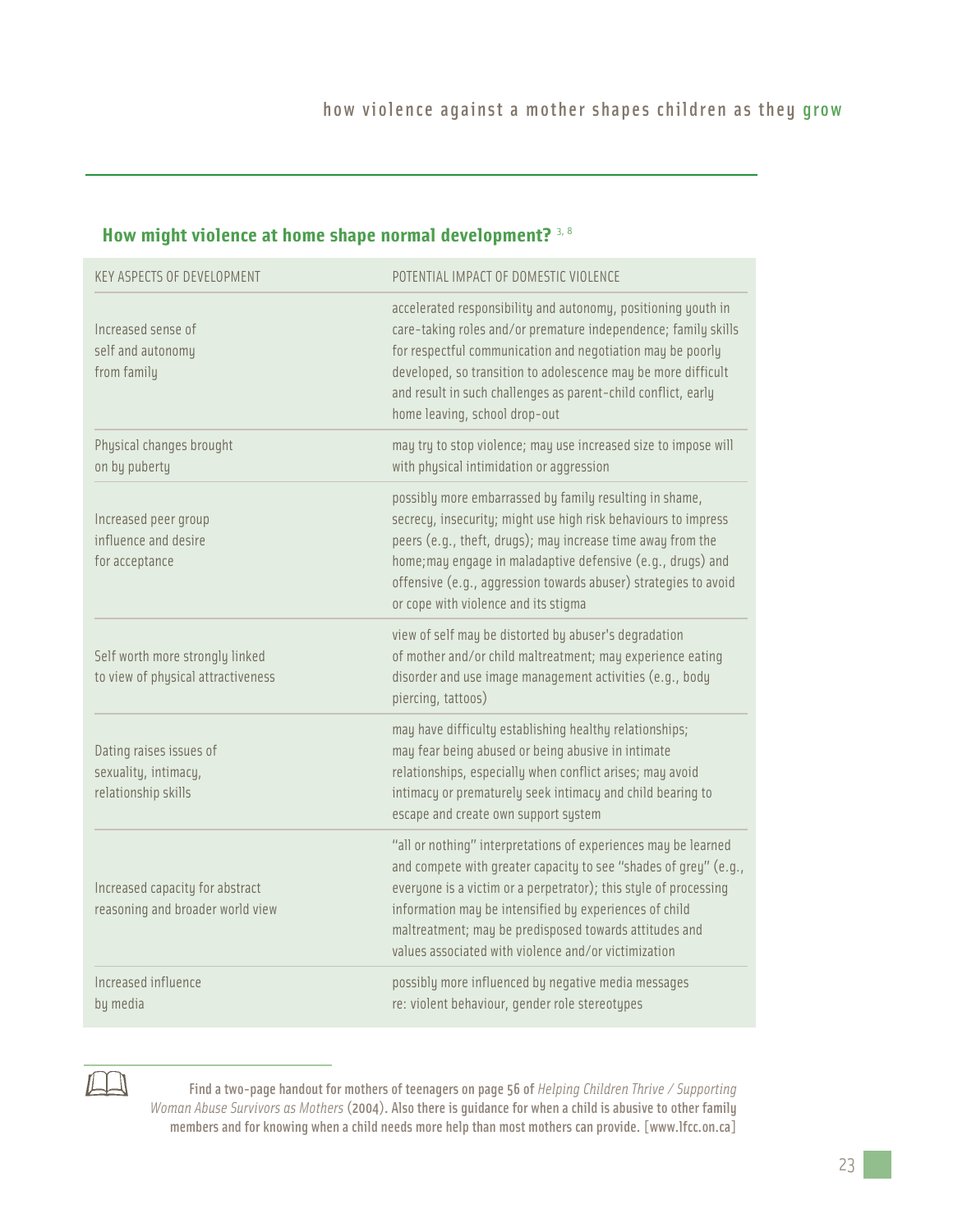## How might violence at home shape normal development? [3, 8]

| KEY ASPECTS OF DEVELOPMENT | POTENTIAL IMPACT OF DOMESTIC VIOLENCE |
|---|---|
| Increased sense of self and autonomy from family | accelerated responsibility and autonomy, positioning youth in care-taking roles and/or premature independence; family skills for respectful communication and negotiation may be poorly developed, so transition to adolescence may be more difficult and result in such challenges as parent-child conflict, early home leaving, school drop-out |
| Physical changes brought on by puberty | may try to stop violence; may use increased size to impose will with physical intimidation or aggression |
| Increased peer group influence and desire for acceptance | possibly more embarrassed by family resulting in shame, secrecy, insecurity; might use high risk behaviours to impress peers (e.g., theft, drugs); may increase time away from the home;may engage in maladaptive defensive (e.g., drugs) and offensive (e.g., aggression towards abuser) strategies to avoid or cope with violence and its stigma |
| Self worth more strongly linked to view of physical attractiveness | view of self may be distorted by abuser's degradation of mother and/or child maltreatment; may experience eating disorder and use image management activities (e.g., body piercing, tattoos) |
| Dating raises issues of sexuality, intimacy, relationship skills | may have difficulty establishing healthy relationships; may fear being abused or being abusive in intimate relationships, especially when conflict arises; may avoid intimacy or prematurely seek intimacy and child bearing to escape and create own support system |
| Increased capacity for abstract reasoning and broader world view | "all or nothing" interpretations of experiences may be learned and compete with greater capacity to see "shades of grey" (e.g., everyone is a victim or a perpetrator); this style of processing information may be intensified by experiences of child maltreatment; may be predisposed towards attitudes and values associated with violence and/or victimization |
| Increased influence by media | possibly more influenced by negative media messages re: violent behaviour, gender role stereotypes |

**Find a two-page handout for mothers of teenagers on page 56 of** *Helping Children Thrive / Supporting Woman Abuse Survivors as Mothers* **(2004). Also there is guidance for when a child is abusive to other family members and for knowing when a child needs more help than most mothers can provide. [www.lfcc.on.ca]**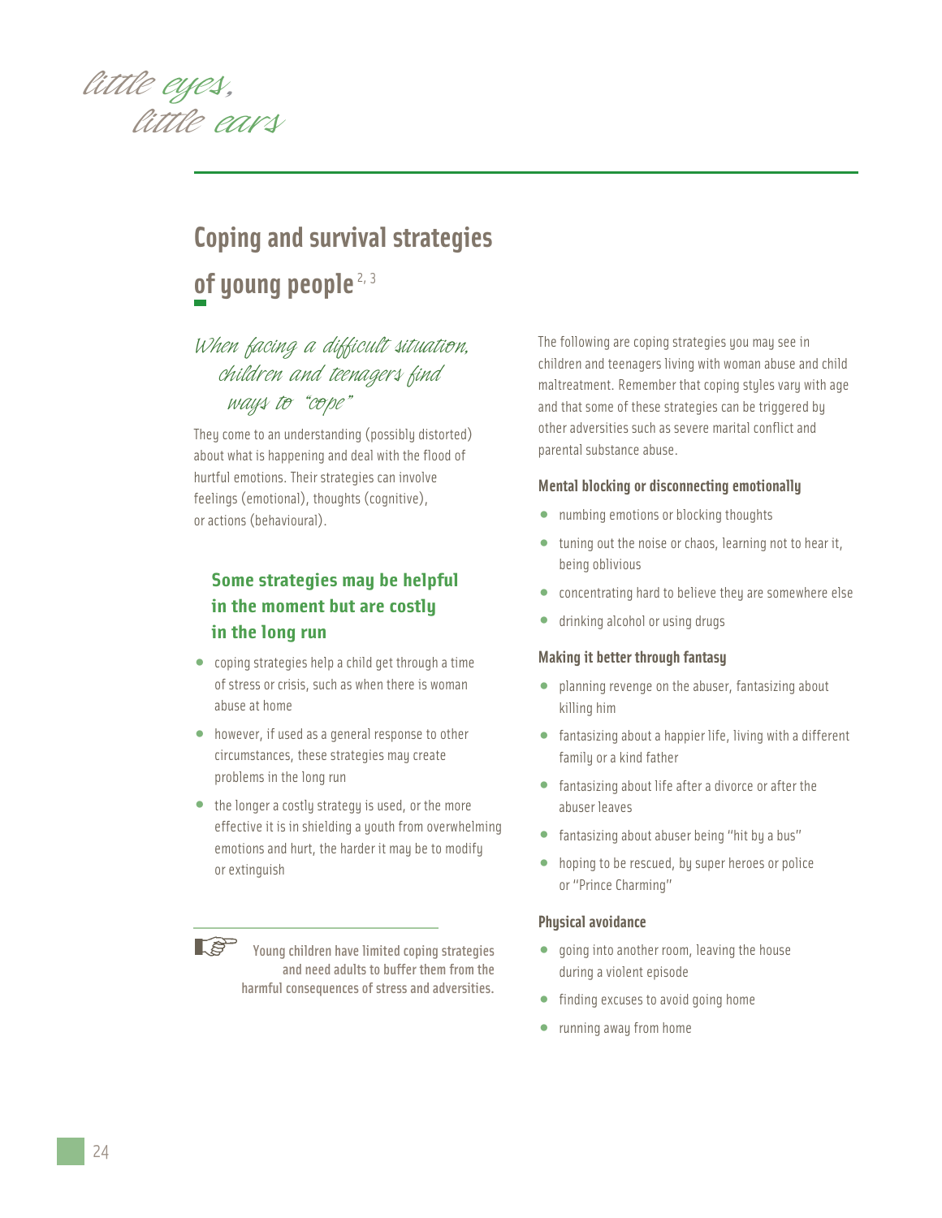## Coping and survival strategies of young people [2, 3]

*When facing a difficult situation, children and teenagers find ways to "cope"*

They come to an understanding (possibly distorted) about what is happening and deal with the flood of hurtful emotions. Their strategies can involve feelings (emotional), thoughts (cognitive), or actions (behavioural).

### Some strategies may be helpful in the moment but are costly in the long run

- coping strategies help a child get through a time of stress or crisis, such as when there is woman abuse at home
- however, if used as a general response to other circumstances, these strategies may create problems in the long run
- the longer a costly strategy is used, or the more effective it is in shielding a youth from overwhelming emotions and hurt, the harder it may be to modify or extinguish

**Young children have limited coping strategies and need adults to buffer them from the harmful consequences of stress and adversities.**

The following are coping strategies you may see in children and teenagers living with woman abuse and child maltreatment. Remember that coping styles vary with age and that some of these strategies can be triggered by other adversities such as severe marital conflict and parental substance abuse.

#### Mental blocking or disconnecting emotionally

- numbing emotions or blocking thoughts
- tuning out the noise or chaos, learning not to hear it, being oblivious
- concentrating hard to believe they are somewhere else
- drinking alcohol or using drugs

#### Making it better through fantasy

- planning revenge on the abuser, fantasizing about killing him
- fantasizing about a happier life, living with a different family or a kind father
- fantasizing about life after a divorce or after the abuser leaves
- fantasizing about abuser being "hit by a bus"
- hoping to be rescued, by super heroes or police or "Prince Charming"

#### Physical avoidance

- going into another room, leaving the house during a violent episode
- finding excuses to avoid going home
- running away from home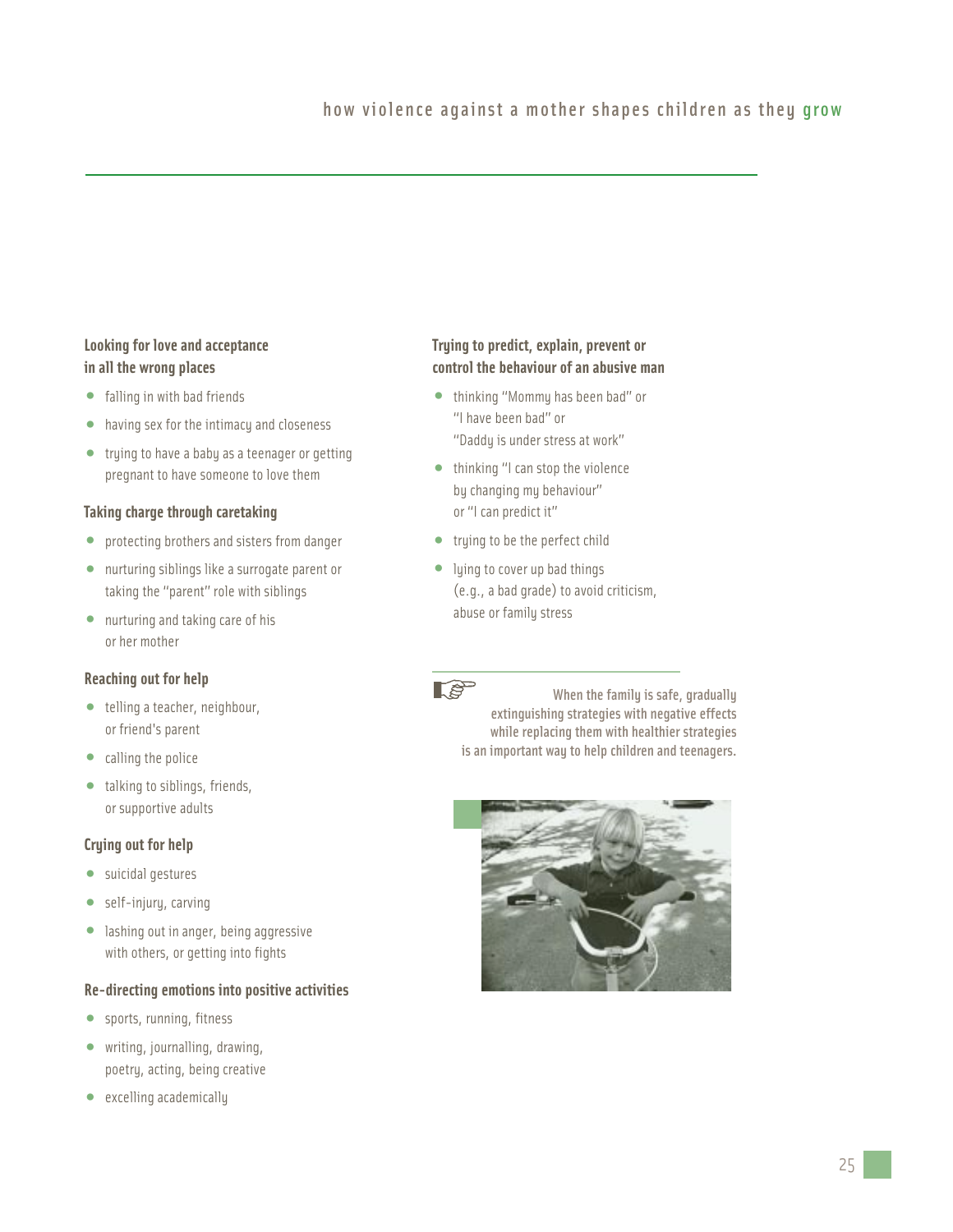### Looking for love and acceptance in all the wrong places

- falling in with bad friends
- having sex for the intimacy and closeness
- trying to have a baby as a teenager or getting pregnant to have someone to love them

### Taking charge through caretaking

- protecting brothers and sisters from danger
- nurturing siblings like a surrogate parent or taking the "parent" role with siblings
- nurturing and taking care of his or her mother

### Reaching out for help

- telling a teacher, neighbour, or friend's parent
- calling the police
- talking to siblings, friends, or supportive adults

### Crying out for help

- suicidal gestures
- self-injury, carving
- lashing out in anger, being aggressive with others, or getting into fights

### Re-directing emotions into positive activities

- sports, running, fitness
- writing, journalling, drawing, poetry, acting, being creative
- excelling academically

### Trying to predict, explain, prevent or control the behaviour of an abusive man

- thinking "Mommy has been bad" or "I have been bad" or "Daddy is under stress at work"
- thinking "I can stop the violence by changing my behaviour" or "I can predict it"
- trying to be the perfect child
- lying to cover up bad things (e.g., a bad grade) to avoid criticism, abuse or family stress

**When the family is safe, gradually extinguishing strategies with negative effects while replacing them with healthier strategies is an important way to help children and teenagers.**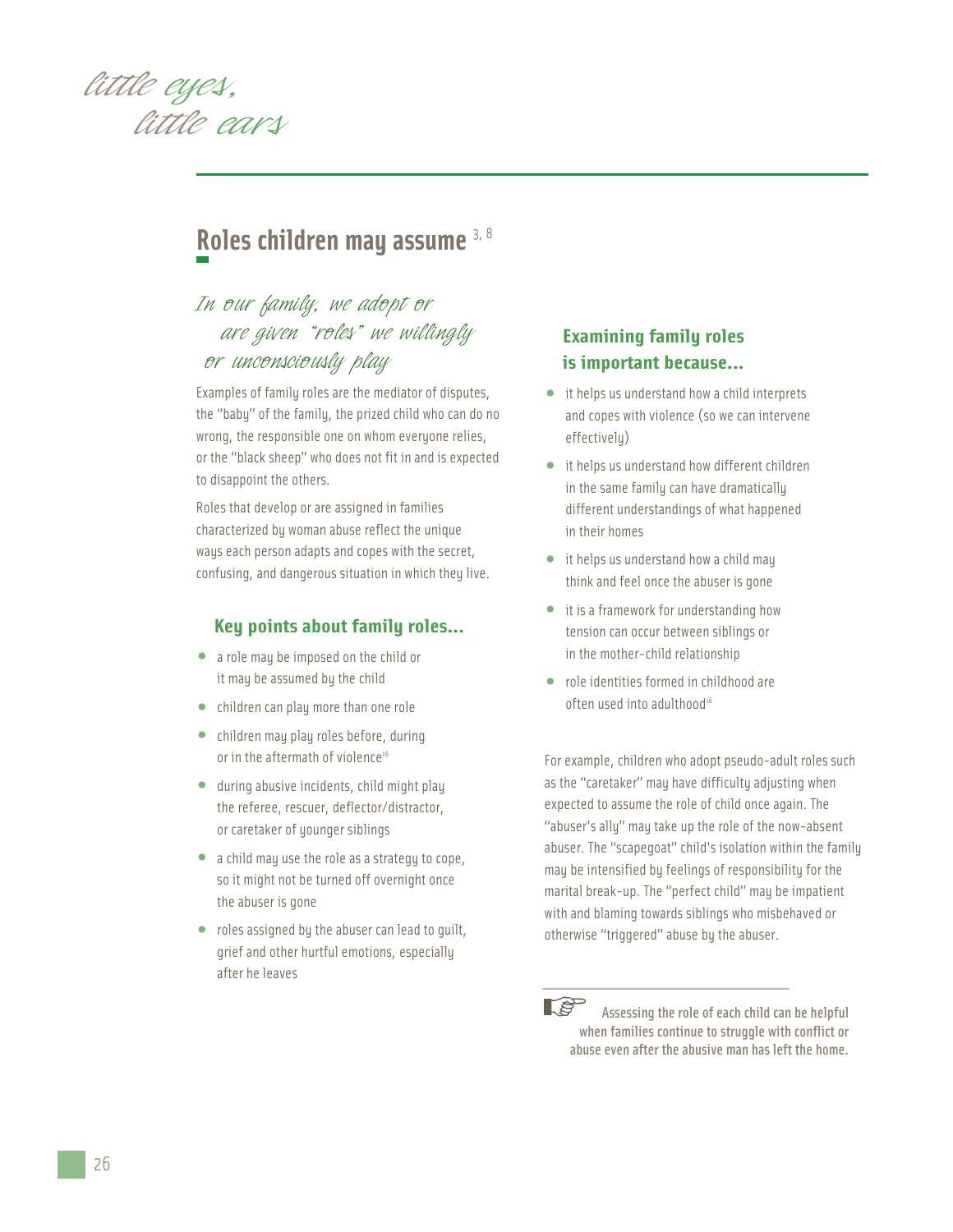## Roles children may assume [3, 8]

*In our family, we adopt or are given "roles" we willingly or unconsciously play*

Examples of family roles are the mediator of disputes, the "baby" of the family, the prized child who can do no wrong, the responsible one on whom everyone relies, or the "black sheep" who does not fit in and is expected to disappoint the others.

Roles that develop or are assigned in families characterized by woman abuse reflect the unique ways each person adapts and copes with the secret, confusing, and dangerous situation in which they live.

### Key points about family roles...

- a role may be imposed on the child or it may be assumed by the child
- children can play more than one role
- children may play roles before, during or in the aftermath of violence[16]
- during abusive incidents, child might play the referee, rescuer, deflector/distractor, or caretaker of younger siblings
- a child may use the role as a strategy to cope, so it might not be turned off overnight once the abuser is gone
- roles assigned by the abuser can lead to guilt, grief and other hurtful emotions, especially after he leaves

### Examining family roles is important because...

- it helps us understand how a child interprets and copes with violence (so we can intervene effectively)
- it helps us understand how different children in the same family can have dramatically different understandings of what happened in their homes
- it helps us understand how a child may think and feel once the abuser is gone
- it is a framework for understanding how tension can occur between siblings or in the mother-child relationship
- role identities formed in childhood are often used into adulthood[16]

For example, children who adopt pseudo-adult roles such as the "caretaker" may have difficulty adjusting when expected to assume the role of child once again. The "abuser's ally" may take up the role of the now-absent abuser. The "scapegoat" child's isolation within the family may be intensified by feelings of responsibility for the marital break-up. The "perfect child" may be impatient with and blaming towards siblings who misbehaved or otherwise "triggered" abuse by the abuser.

**Assessing the role of each child can be helpful when families continue to struggle with conflict or abuse even after the abusive man has left the home.**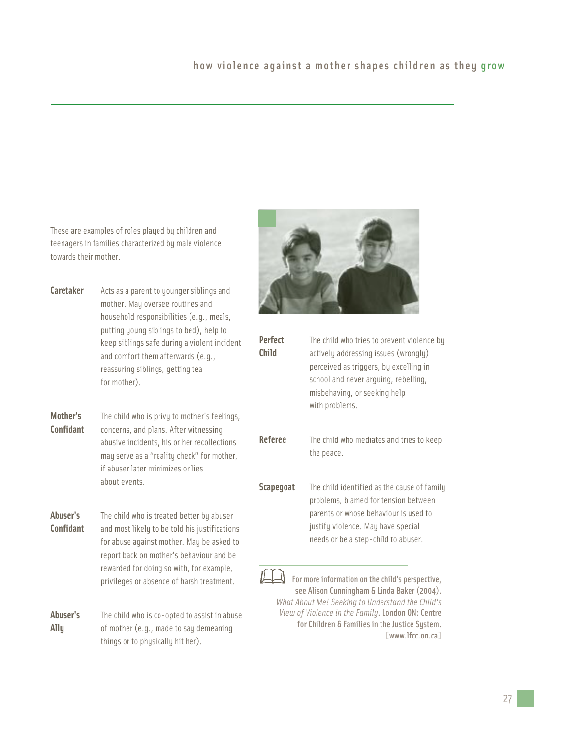These are examples of roles played by children and teenagers in families characterized by male violence towards their mother.

**Caretaker** Acts as a parent to younger siblings and mother. May oversee routines and household responsibilities (e.g., meals, putting young siblings to bed), help to keep siblings safe during a violent incident and comfort them afterwards (e.g., reassuring siblings, getting tea for mother).

**Mother's Confidant** The child who is privy to mother's feelings, concerns, and plans. After witnessing abusive incidents, his or her recollections may serve as a "reality check" for mother, if abuser later minimizes or lies about events.

**Abuser's Confidant** The child who is treated better by abuser and most likely to be told his justifications for abuse against mother. May be asked to report back on mother's behaviour and be rewarded for doing so with, for example, privileges or absence of harsh treatment.

**Abuser's Ally** The child who is co-opted to assist in abuse of mother (e.g., made to say demeaning things or to physically hit her).

**Perfect Child** The child who tries to prevent violence by actively addressing issues (wrongly) perceived as triggers, by excelling in school and never arguing, rebelling, misbehaving, or seeking help with problems.

**Referee** The child who mediates and tries to keep the peace.

**Scapegoat** The child identified as the cause of family problems, blamed for tension between parents or whose behaviour is used to justify violence. May have special needs or be a step-child to abuser.

For more information on the child's perspective, see Alison Cunningham & Linda Baker (2004). *What About Me! Seeking to Understand the Child's View of Violence in the Family*. London ON: Centre for Children & Families in the Justice System. [www.lfcc.on.ca]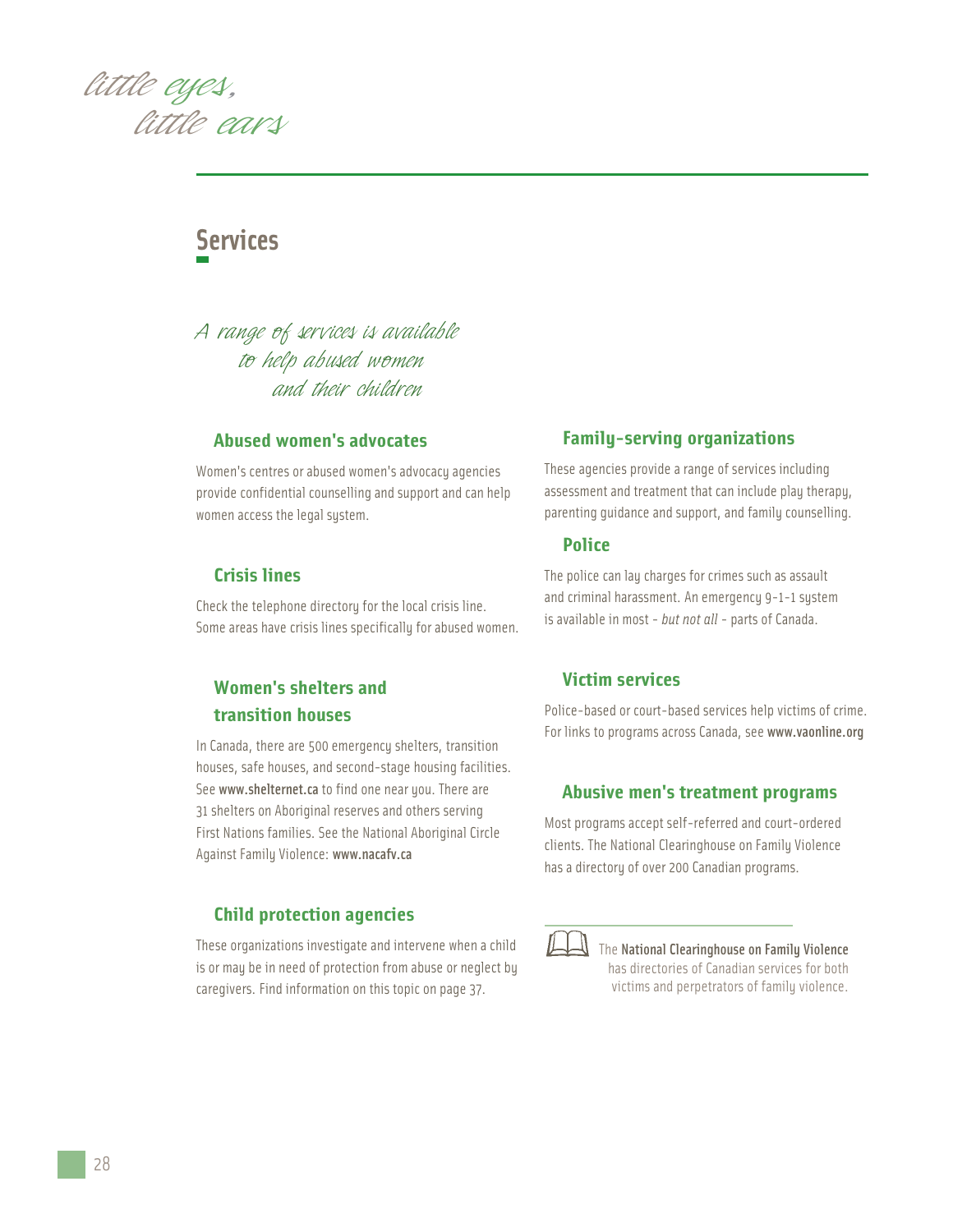## Services

*A range of services is available to help abused women and their children*

### Abused women's advocates

Women's centres or abused women's advocacy agencies provide confidential counselling and support and can help women access the legal system.

### Crisis lines

Check the telephone directory for the local crisis line. Some areas have crisis lines specifically for abused women.

### Women's shelters and transition houses

In Canada, there are 500 emergency shelters, transition houses, safe houses, and second-stage housing facilities. See www.shelternet.ca to find one near you. There are 31 shelters on Aboriginal reserves and others serving First Nations families. See the National Aboriginal Circle Against Family Violence: www.nacafv.ca

### Child protection agencies

These organizations investigate and intervene when a child is or may be in need of protection from abuse or neglect by caregivers. Find information on this topic on page 37.

### Family-serving organizations

These agencies provide a range of services including assessment and treatment that can include play therapy, parenting guidance and support, and family counselling.

### Police

The police can lay charges for crimes such as assault and criminal harassment. An emergency 9-1-1 system is available in most - *but not all* - parts of Canada.

### Victim services

Police-based or court-based services help victims of crime. For links to programs across Canada, see www.vaonline.org

### Abusive men's treatment programs

Most programs accept self-referred and court-ordered clients. The National Clearinghouse on Family Violence has a directory of over 200 Canadian programs.

The **National Clearinghouse on Family Violence** has directories of Canadian services for both victims and perpetrators of family violence.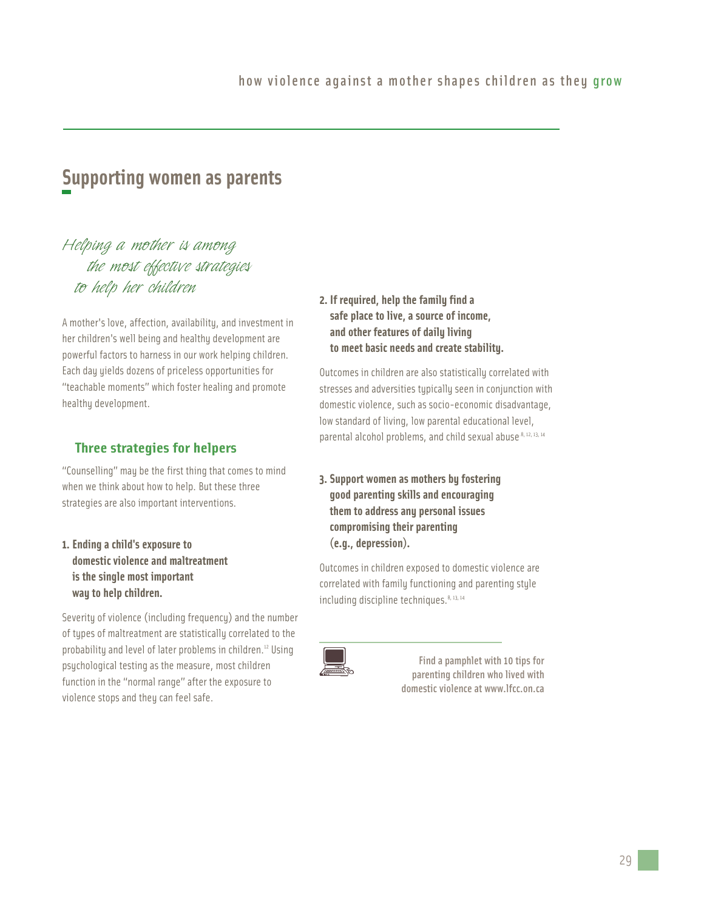## Supporting women as parents

*Helping a mother is among the most effective strategies to help her children*

A mother's love, affection, availability, and investment in her children's well being and healthy development are powerful factors to harness in our work helping children. Each day yields dozens of priceless opportunities for "teachable moments" which foster healing and promote healthy development.

### Three strategies for helpers

"Counselling" may be the first thing that comes to mind when we think about how to help. But these three strategies are also important interventions.

**1. Ending a child's exposure to domestic violence and maltreatment is the single most important way to help children.**

Severity of violence (including frequency) and the number of types of maltreatment are statistically correlated to the probability and level of later problems in children.[12] Using psychological testing as the measure, most children function in the "normal range" after the exposure to violence stops and they can feel safe.

**2. If required, help the family find a safe place to live, a source of income, and other features of daily living to meet basic needs and create stability.**

Outcomes in children are also statistically correlated with stresses and adversities typically seen in conjunction with domestic violence, such as socio-economic disadvantage, low standard of living, low parental educational level, parental alcohol problems, and child sexual abuse.[8, 12, 13, 14]

**3. Support women as mothers by fostering good parenting skills and encouraging them to address any personal issues compromising their parenting (e.g., depression).**

Outcomes in children exposed to domestic violence are correlated with family functioning and parenting style including discipline techniques.[8, 13, 14]

**Find a pamphlet with 10 tips for parenting children who lived with domestic violence at www.lfcc.on.ca**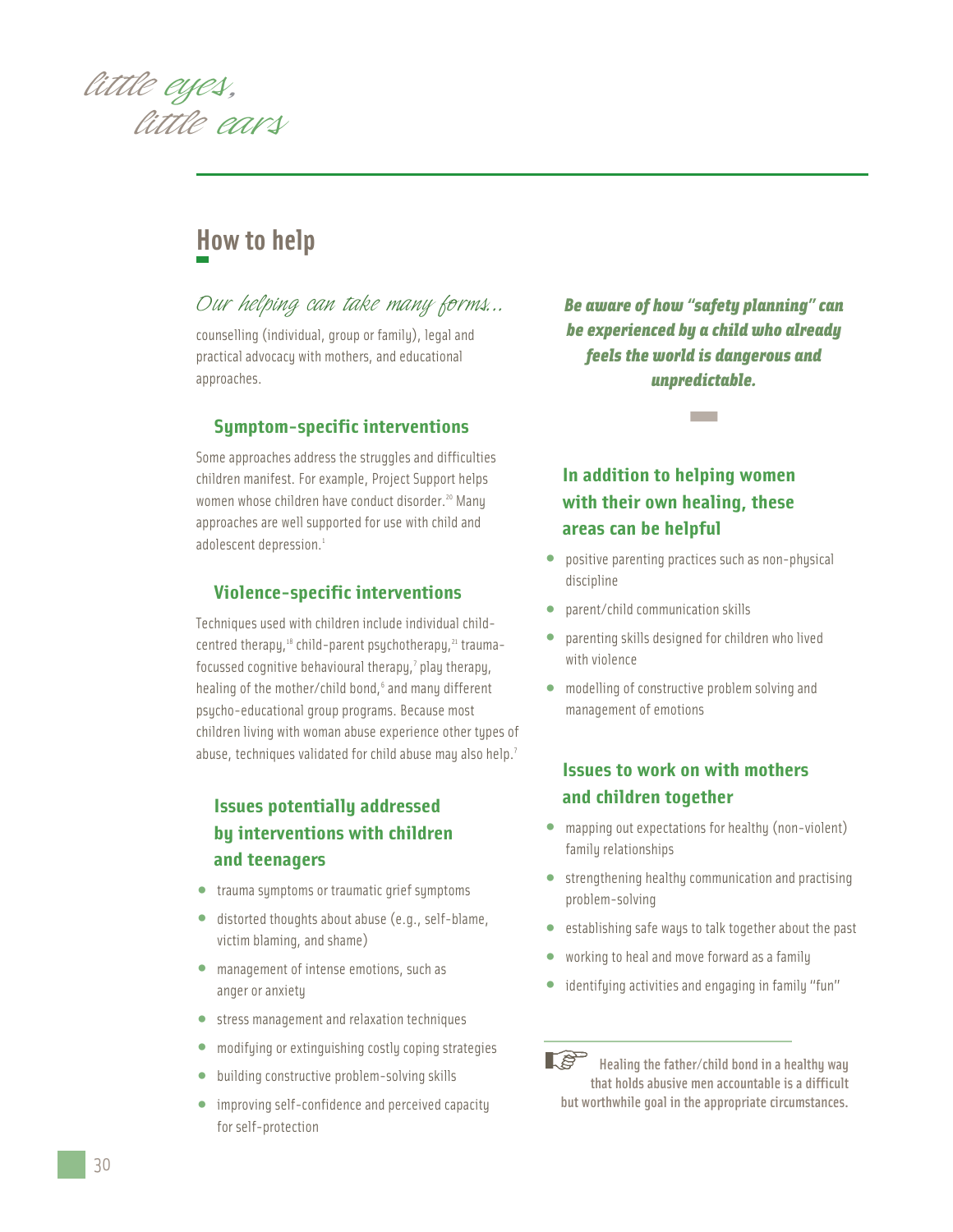## How to help

*Our helping can take many forms...*

counselling (individual, group or family), legal and practical advocacy with mothers, and educational approaches.

### Symptom-specific interventions

Some approaches address the struggles and difficulties children manifest. For example, Project Support helps women whose children have conduct disorder.[20] Many approaches are well supported for use with child and adolescent depression.[1]

### Violence-specific interventions

Techniques used with children include individual child-centred therapy,[18] child-parent psychotherapy,[21] trauma-focussed cognitive behavioural therapy,[7] play therapy, healing of the mother/child bond,[6] and many different psycho-educational group programs. Because most children living with woman abuse experience other types of abuse, techniques validated for child abuse may also help.[7]

### Issues potentially addressed by interventions with children and teenagers

- trauma symptoms or traumatic grief symptoms
- distorted thoughts about abuse (e.g., self-blame, victim blaming, and shame)
- management of intense emotions, such as anger or anxiety
- stress management and relaxation techniques
- modifying or extinguishing costly coping strategies
- building constructive problem-solving skills
- improving self-confidence and perceived capacity for self-protection

***Be aware of how "safety planning" can be experienced by a child who already feels the world is dangerous and unpredictable.***

### In addition to helping women with their own healing, these areas can be helpful

- positive parenting practices such as non-physical discipline
- parent/child communication skills
- parenting skills designed for children who lived with violence
- modelling of constructive problem solving and management of emotions

### Issues to work on with mothers and children together

- mapping out expectations for healthy (non-violent) family relationships
- strengthening healthy communication and practising problem-solving
- establishing safe ways to talk together about the past
- working to heal and move forward as a family
- identifying activities and engaging in family "fun"

**Healing the father/child bond in a healthy way that holds abusive men accountable is a difficult but worthwhile goal in the appropriate circumstances.**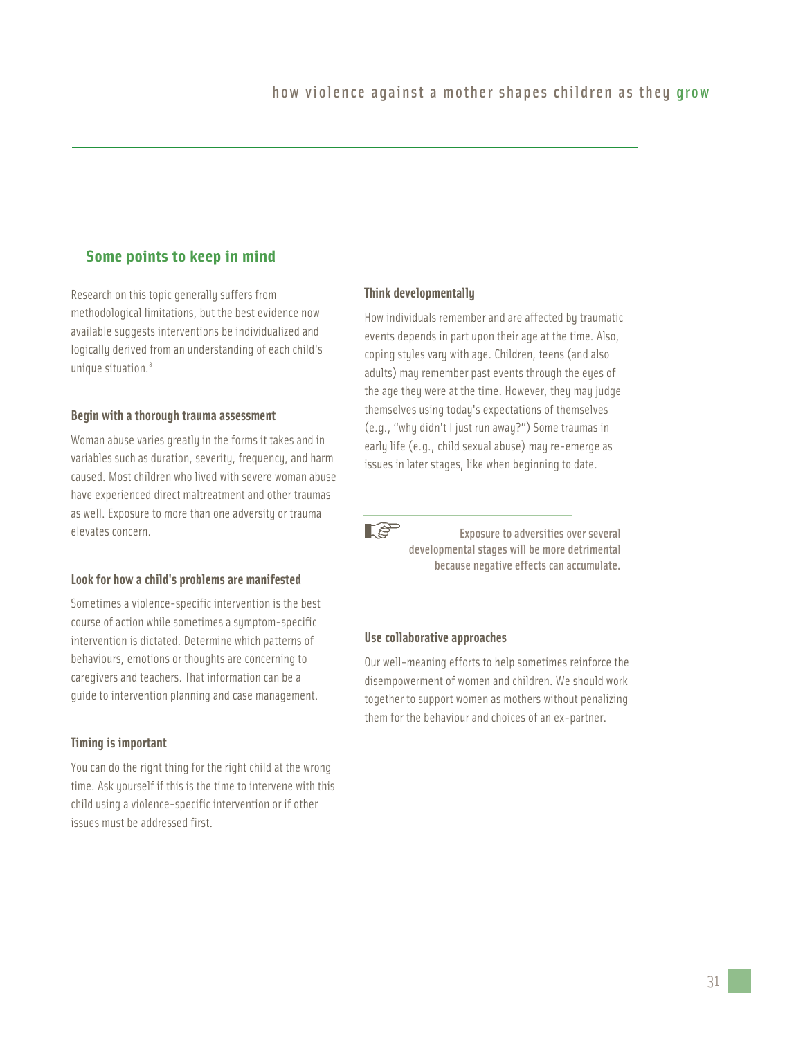## Some points to keep in mind

Research on this topic generally suffers from methodological limitations, but the best evidence now available suggests interventions be individualized and logically derived from an understanding of each child's unique situation.[8]

### Begin with a thorough trauma assessment

Woman abuse varies greatly in the forms it takes and in variables such as duration, severity, frequency, and harm caused. Most children who lived with severe woman abuse have experienced direct maltreatment and other traumas as well. Exposure to more than one adversity or trauma elevates concern.

### Look for how a child's problems are manifested

Sometimes a violence-specific intervention is the best course of action while sometimes a symptom-specific intervention is dictated. Determine which patterns of behaviours, emotions or thoughts are concerning to caregivers and teachers. That information can be a guide to intervention planning and case management.

### Timing is important

You can do the right thing for the right child at the wrong time. Ask yourself if this is the time to intervene with this child using a violence-specific intervention or if other issues must be addressed first.

### Think developmentally

How individuals remember and are affected by traumatic events depends in part upon their age at the time. Also, coping styles vary with age. Children, teens (and also adults) may remember past events through the eyes of the age they were at the time. However, they may judge themselves using today's expectations of themselves (e.g., "why didn't I just run away?") Some traumas in early life (e.g., child sexual abuse) may re-emerge as issues in later stages, like when beginning to date.

**Exposure to adversities over several developmental stages will be more detrimental because negative effects can accumulate.**

### Use collaborative approaches

Our well-meaning efforts to help sometimes reinforce the disempowerment of women and children. We should work together to support women as mothers without penalizing them for the behaviour and choices of an ex-partner.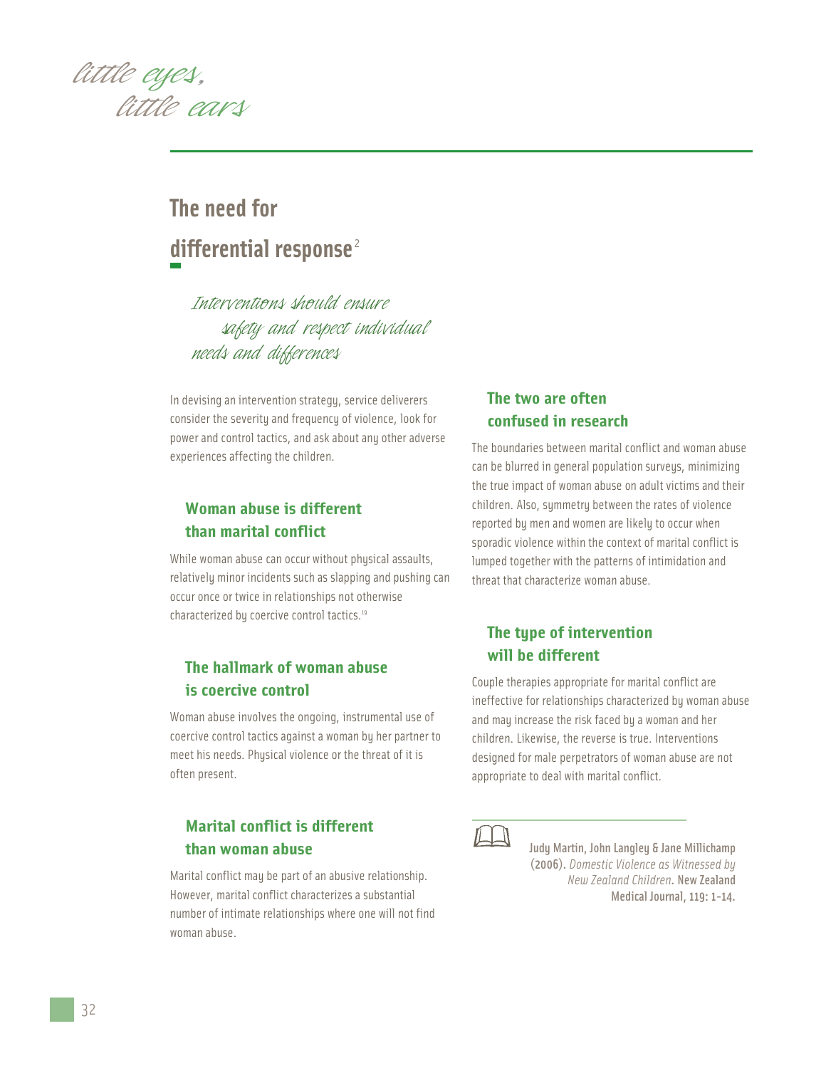# The need for differential response[2]

*Interventions should ensure safety and respect individual needs and differences*

In devising an intervention strategy, service deliverers consider the severity and frequency of violence, look for power and control tactics, and ask about any other adverse experiences affecting the children.

## Woman abuse is different than marital conflict

While woman abuse can occur without physical assaults, relatively minor incidents such as slapping and pushing can occur once or twice in relationships not otherwise characterized by coercive control tactics.[19]

## The hallmark of woman abuse is coercive control

Woman abuse involves the ongoing, instrumental use of coercive control tactics against a woman by her partner to meet his needs. Physical violence or the threat of it is often present.

## Marital conflict is different than woman abuse

Marital conflict may be part of an abusive relationship. However, marital conflict characterizes a substantial number of intimate relationships where one will not find woman abuse.

## The two are often confused in research

The boundaries between marital conflict and woman abuse can be blurred in general population surveys, minimizing the true impact of woman abuse on adult victims and their children. Also, symmetry between the rates of violence reported by men and women are likely to occur when sporadic violence within the context of marital conflict is lumped together with the patterns of intimidation and threat that characterize woman abuse.

## The type of intervention will be different

Couple therapies appropriate for marital conflict are ineffective for relationships characterized by woman abuse and may increase the risk faced by a woman and her children. Likewise, the reverse is true. Interventions designed for male perpetrators of woman abuse are not appropriate to deal with marital conflict.

Judy Martin, John Langley & Jane Millichamp (2006). *Domestic Violence as Witnessed by New Zealand Children.* New Zealand Medical Journal, 119: 1-14.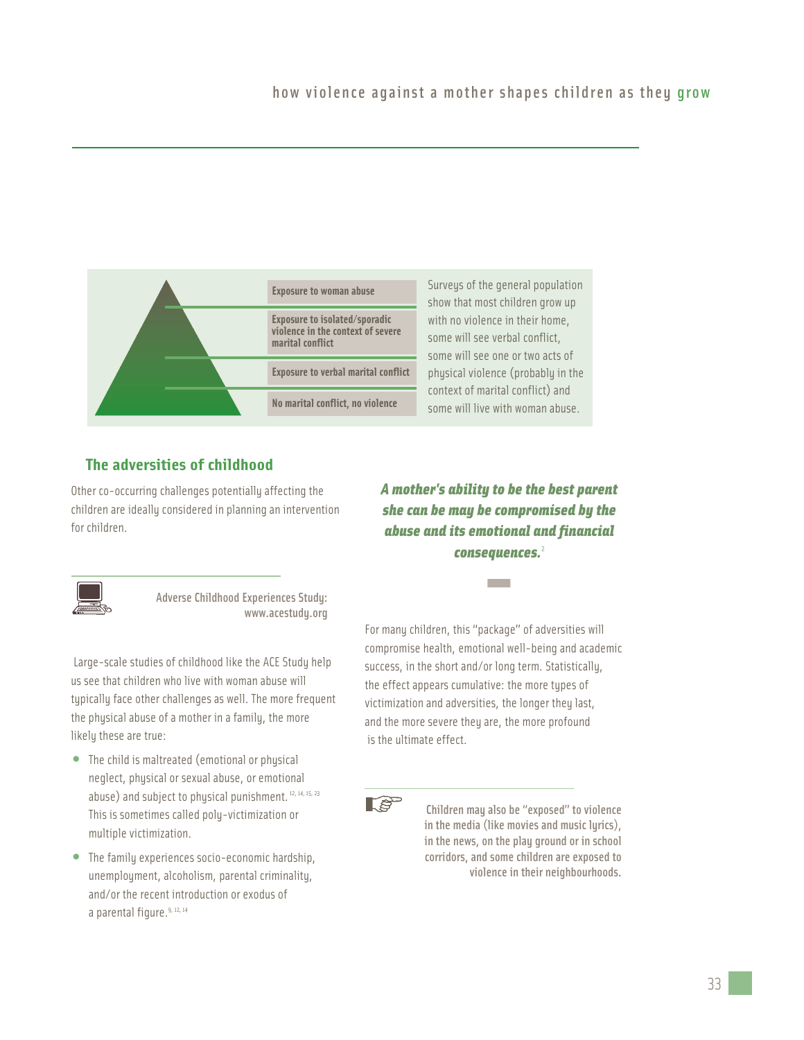Exposure to woman abuse

Exposure to isolated/sporadic violence in the context of severe marital conflict

Exposure to verbal marital conflict

No marital conflict, no violence

Surveys of the general population show that most children grow up with no violence in their home, some will see verbal conflict, some will see one or two acts of physical violence (probably in the context of marital conflict) and some will live with woman abuse.

## The adversities of childhood

Other co-occurring challenges potentially affecting the children are ideally considered in planning an intervention for children.

Adverse Childhood Experiences Study: www.acestudy.org

Large-scale studies of childhood like the ACE Study help us see that children who live with woman abuse will typically face other challenges as well. The more frequent the physical abuse of a mother in a family, the more likely these are true:

- The child is maltreated (emotional or physical neglect, physical or sexual abuse, or emotional abuse) and subject to physical punishment.[12, 14, 15, 23] This is sometimes called poly-victimization or multiple victimization.
- The family experiences socio-economic hardship, unemployment, alcoholism, parental criminality, and/or the recent introduction or exodus of a parental figure.[9, 12, 14]

***A mother's ability to be the best parent she can be may be compromised by the abuse and its emotional and financial consequences.***[2]

For many children, this "package" of adversities will compromise health, emotional well-being and academic success, in the short and/or long term. Statistically, the effect appears cumulative: the more types of victimization and adversities, the longer they last, and the more severe they are, the more profound is the ultimate effect.

Children may also be "exposed" to violence in the media (like movies and music lyrics), in the news, on the play ground or in school corridors, and some children are exposed to violence in their neighbourhoods.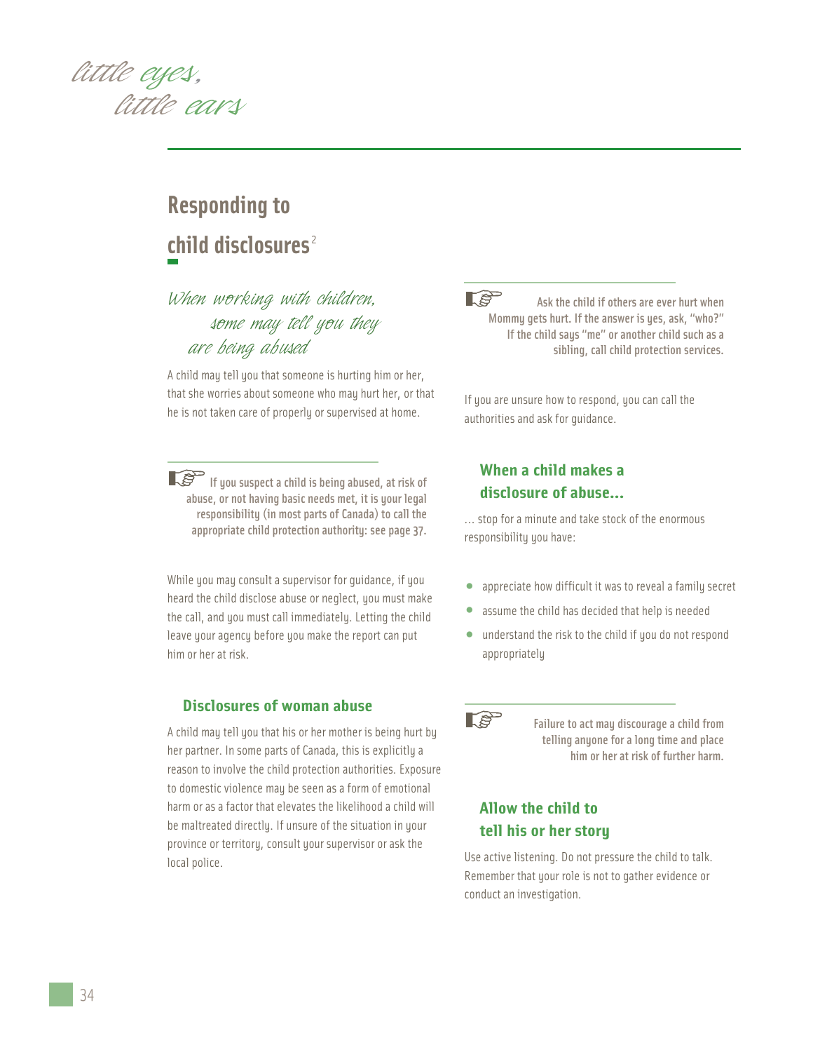## Responding to child disclosures[2]

*When working with children, some may tell you they are being abused*

A child may tell you that someone is hurting him or her, that she worries about someone who may hurt her, or that he is not taken care of properly or supervised at home.

> If you suspect a child is being abused, at risk of abuse, or not having basic needs met, it is your legal responsibility (in most parts of Canada) to call the appropriate child protection authority: see page 37.

While you may consult a supervisor for guidance, if you heard the child disclose abuse or neglect, you must make the call, and you must call immediately. Letting the child leave your agency before you make the report can put him or her at risk.

### Disclosures of woman abuse

A child may tell you that his or her mother is being hurt by her partner. In some parts of Canada, this is explicitly a reason to involve the child protection authorities. Exposure to domestic violence may be seen as a form of emotional harm or as a factor that elevates the likelihood a child will be maltreated directly. If unsure of the situation in your province or territory, consult your supervisor or ask the local police.

> Ask the child if others are ever hurt when Mommy gets hurt. If the answer is yes, ask, "who?" If the child says "me" or another child such as a sibling, call child protection services.

If you are unsure how to respond, you can call the authorities and ask for guidance.

### When a child makes a disclosure of abuse…

… stop for a minute and take stock of the enormous responsibility you have:

- appreciate how difficult it was to reveal a family secret
- assume the child has decided that help is needed
- understand the risk to the child if you do not respond appropriately

> Failure to act may discourage a child from telling anyone for a long time and place him or her at risk of further harm.

### Allow the child to tell his or her story

Use active listening. Do not pressure the child to talk. Remember that your role is not to gather evidence or conduct an investigation.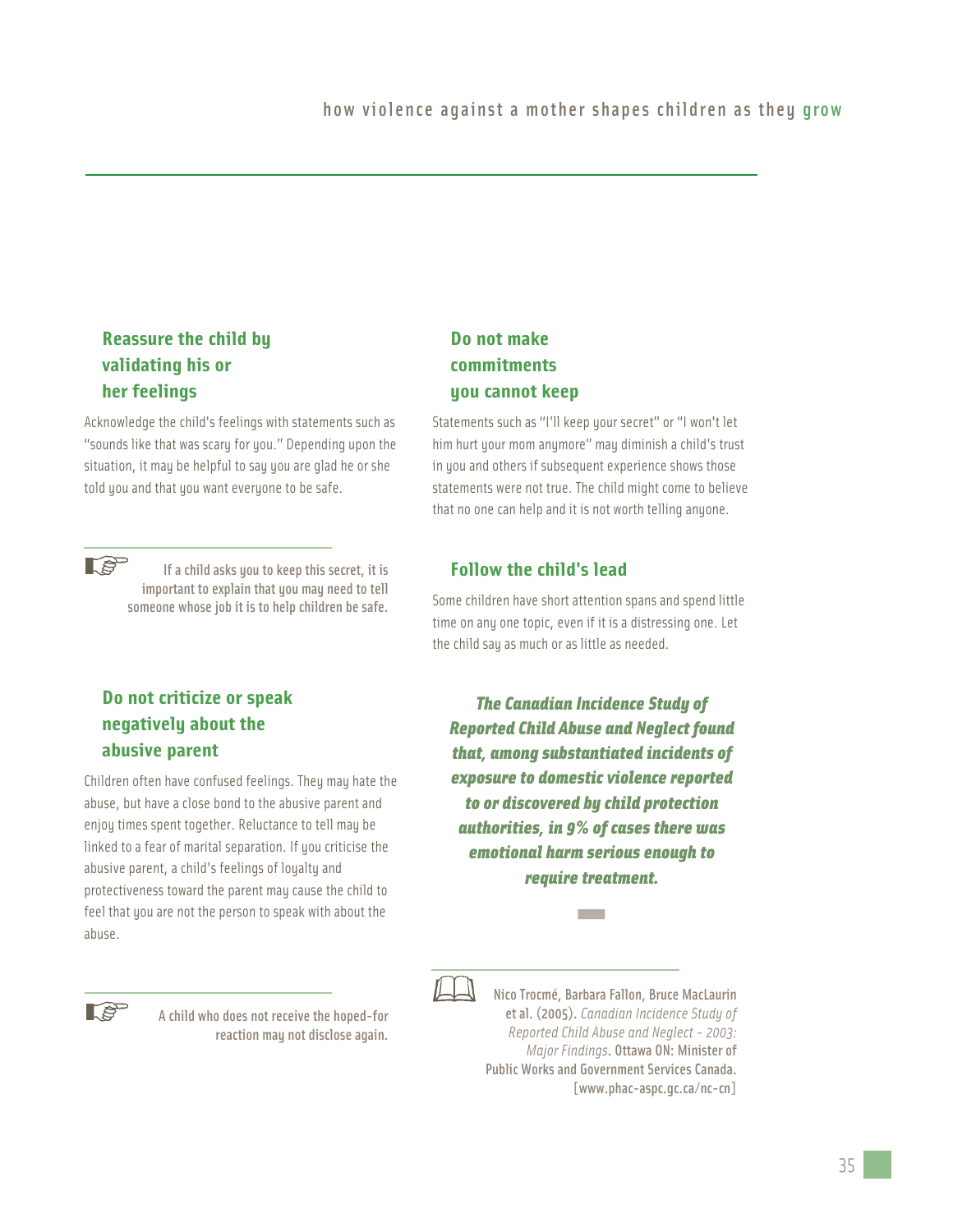### Reassure the child by validating his or her feelings

Acknowledge the child's feelings with statements such as "sounds like that was scary for you." Depending upon the situation, it may be helpful to say you are glad he or she told you and that you want everyone to be safe.

If a child asks you to keep this secret, it is important to explain that you may need to tell someone whose job it is to help children be safe.

### Do not criticize or speak negatively about the abusive parent

Children often have confused feelings. They may hate the abuse, but have a close bond to the abusive parent and enjoy times spent together. Reluctance to tell may be linked to a fear of marital separation. If you criticise the abusive parent, a child's feelings of loyalty and protectiveness toward the parent may cause the child to feel that you are not the person to speak with about the abuse.

A child who does not receive the hoped-for reaction may not disclose again.

### Do not make commitments you cannot keep

Statements such as "I'll keep your secret" or "I won't let him hurt your mom anymore" may diminish a child's trust in you and others if subsequent experience shows those statements were not true. The child might come to believe that no one can help and it is not worth telling anyone.

### Follow the child's lead

Some children have short attention spans and spend little time on any one topic, even if it is a distressing one. Let the child say as much or as little as needed.

***The Canadian Incidence Study of Reported Child Abuse and Neglect found that, among substantiated incidents of exposure to domestic violence reported to or discovered by child protection authorities, in 9% of cases there was emotional harm serious enough to require treatment.***

Nico Trocmé, Barbara Fallon, Bruce MacLaurin et al. (2005). *Canadian Incidence Study of Reported Child Abuse and Neglect - 2003: Major Findings*. Ottawa ON: Minister of Public Works and Government Services Canada. [www.phac-aspc.gc.ca/nc-cn]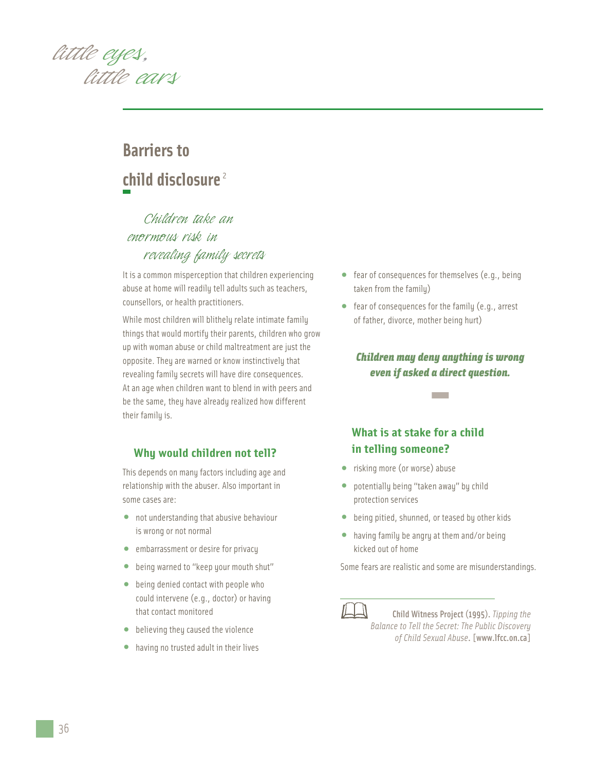# Barriers to child disclosure[2]

*Children take an enormous risk in revealing family secrets*

It is a common misperception that children experiencing abuse at home will readily tell adults such as teachers, counsellors, or health practitioners.

While most children will blithely relate intimate family things that would mortify their parents, children who grow up with woman abuse or child maltreatment are just the opposite. They are warned or know instinctively that revealing family secrets will have dire consequences. At an age when children want to blend in with peers and be the same, they have already realized how different their family is.

### Why would children not tell?

This depends on many factors including age and relationship with the abuser. Also important in some cases are:

- not understanding that abusive behaviour is wrong or not normal
- embarrassment or desire for privacy
- being warned to "keep your mouth shut"
- being denied contact with people who could intervene (e.g., doctor) or having that contact monitored
- believing they caused the violence
- having no trusted adult in their lives
- fear of consequences for themselves (e.g., being taken from the family)
- fear of consequences for the family (e.g., arrest of father, divorce, mother being hurt)

***Children may deny anything is wrong even if asked a direct question.***

### What is at stake for a child in telling someone?

- risking more (or worse) abuse
- potentially being "taken away" by child protection services
- being pitied, shunned, or teased by other kids
- having family be angry at them and/or being kicked out of home

Some fears are realistic and some are misunderstandings.

Child Witness Project (1995). *Tipping the Balance to Tell the Secret: The Public Discovery of Child Sexual Abuse*. [www.lfcc.on.ca]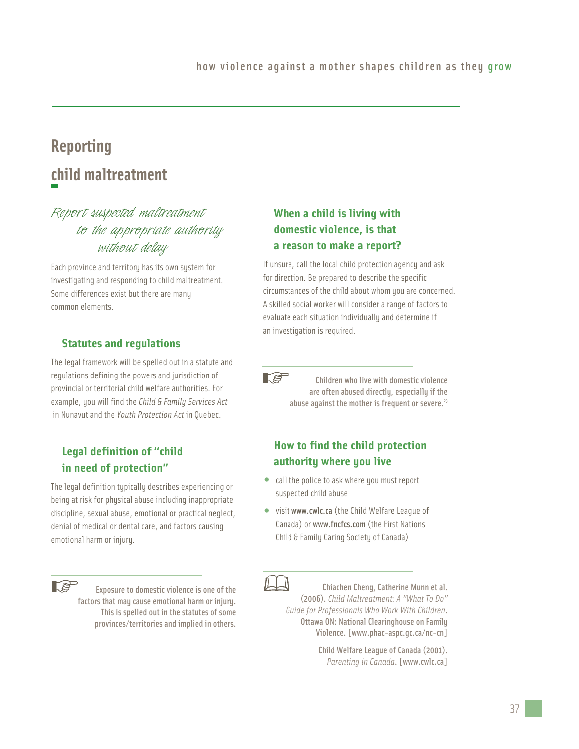# Reporting child maltreatment

*Report suspected maltreatment to the appropriate authority without delay*

Each province and territory has its own system for investigating and responding to child maltreatment. Some differences exist but there are many common elements.

### Statutes and regulations

The legal framework will be spelled out in a statute and regulations defining the powers and jurisdiction of provincial or territorial child welfare authorities. For example, you will find the *Child & Family Services Act* in Nunavut and the *Youth Protection Act* in Quebec.

### Legal definition of "child in need of protection"

The legal definition typically describes experiencing or being at risk for physical abuse including inappropriate discipline, sexual abuse, emotional or practical neglect, denial of medical or dental care, and factors causing emotional harm or injury.

Exposure to domestic violence is one of the factors that may cause emotional harm or injury. This is spelled out in the statutes of some provinces/territories and implied in others.

### When a child is living with domestic violence, is that a reason to make a report?

If unsure, call the local child protection agency and ask for direction. Be prepared to describe the specific circumstances of the child about whom you are concerned. A skilled social worker will consider a range of factors to evaluate each situation individually and determine if an investigation is required.

Children who live with domestic violence are often abused directly, especially if the abuse against the mother is frequent or severe.[23]

### How to find the child protection authority where you live

- call the police to ask where you must report suspected child abuse
- visit www.cwlc.ca (the Child Welfare League of Canada) or www.fncfcs.com (the First Nations Child & Family Caring Society of Canada)

Chiachen Cheng, Catherine Munn et al. (2006). *Child Maltreatment: A "What To Do" Guide for Professionals Who Work With Children*. Ottawa ON: National Clearinghouse on Family Violence. [www.phac-aspc.gc.ca/nc-cn]

Child Welfare League of Canada (2001). *Parenting in Canada*. [www.cwlc.ca]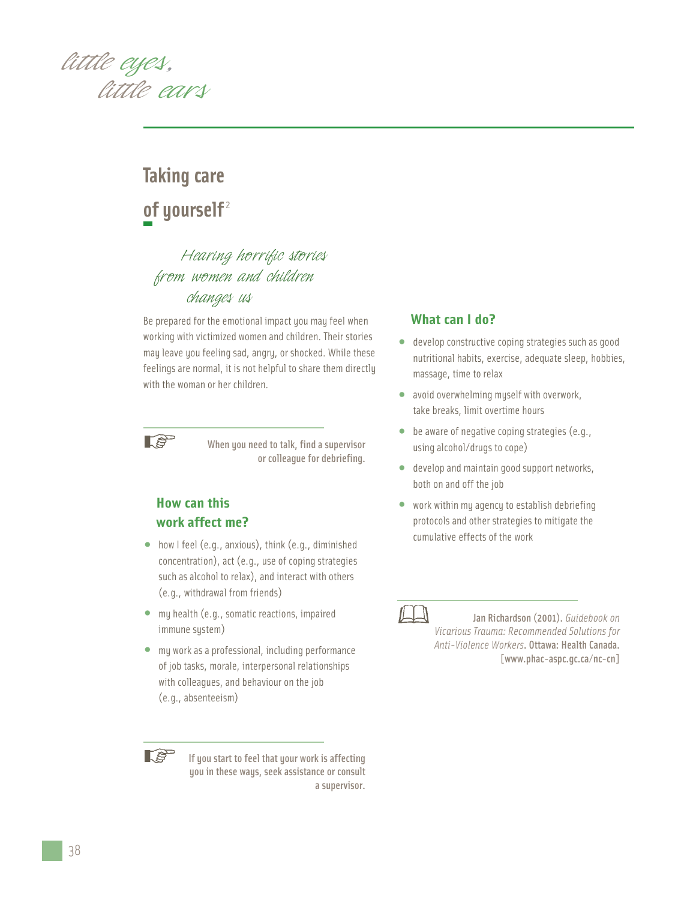## Taking care of yourself[2]

*Hearing horrific stories from women and children changes us*

Be prepared for the emotional impact you may feel when working with victimized women and children. Their stories may leave you feeling sad, angry, or shocked. While these feelings are normal, it is not helpful to share them directly with the woman or her children.

**When you need to talk, find a supervisor or colleague for debriefing.**

### How can this work affect me?

- how I feel (e.g., anxious), think (e.g., diminished concentration), act (e.g., use of coping strategies such as alcohol to relax), and interact with others (e.g., withdrawal from friends)
- my health (e.g., somatic reactions, impaired immune system)
- my work as a professional, including performance of job tasks, morale, interpersonal relationships with colleagues, and behaviour on the job (e.g., absenteeism)

**If you start to feel that your work is affecting you in these ways, seek assistance or consult a supervisor.**

### What can I do?

- develop constructive coping strategies such as good nutritional habits, exercise, adequate sleep, hobbies, massage, time to relax
- avoid overwhelming myself with overwork, take breaks, limit overtime hours
- be aware of negative coping strategies (e.g., using alcohol/drugs to cope)
- develop and maintain good support networks, both on and off the job
- work within my agency to establish debriefing protocols and other strategies to mitigate the cumulative effects of the work

Jan Richardson (2001). *Guidebook on Vicarious Trauma: Recommended Solutions for Anti-Violence Workers*. Ottawa: Health Canada. [www.phac-aspc.gc.ca/nc-cn]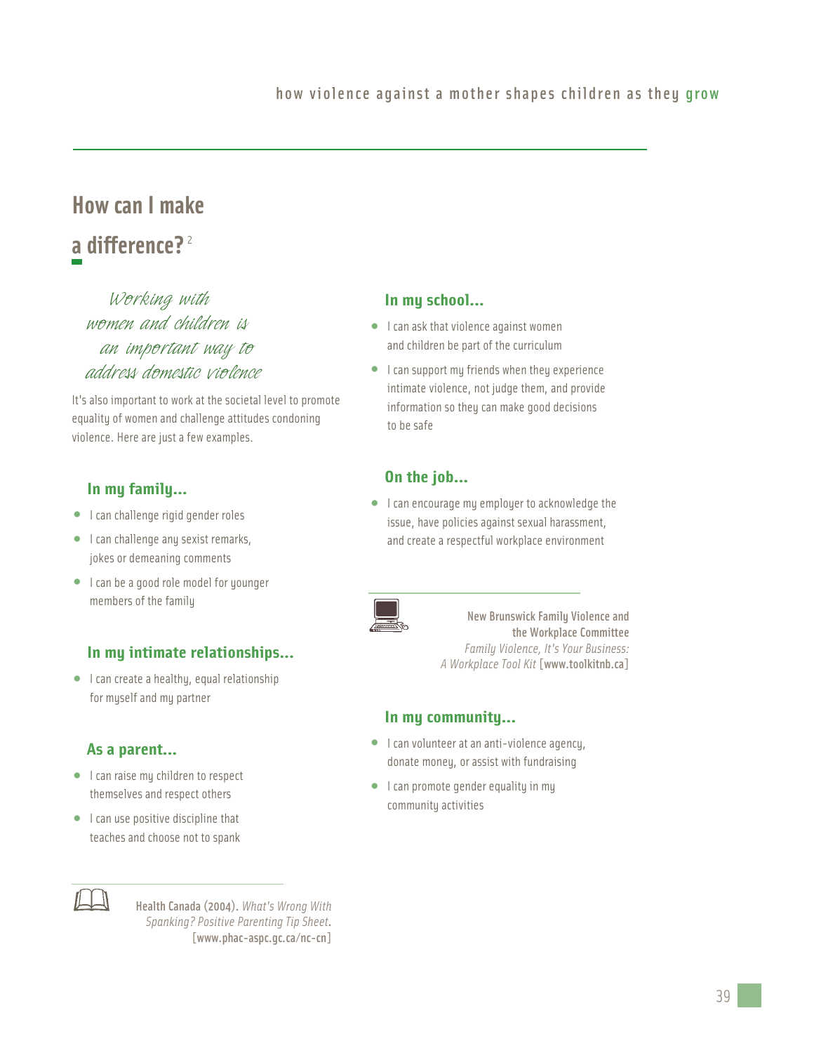# How can I make a difference?[2]

*Working with women and children is an important way to address domestic violence*

It's also important to work at the societal level to promote equality of women and challenge attitudes condoning violence. Here are just a few examples.

### In my family...

- I can challenge rigid gender roles
- I can challenge any sexist remarks, jokes or demeaning comments
- I can be a good role model for younger members of the family

### In my intimate relationships...

- I can create a healthy, equal relationship for myself and my partner

### As a parent...

- I can raise my children to respect themselves and respect others
- I can use positive discipline that teaches and choose not to spank

**Health Canada (2004).** *What's Wrong With Spanking? Positive Parenting Tip Sheet.* [**www.phac-aspc.gc.ca/nc-cn**]

### In my school...

- I can ask that violence against women and children be part of the curriculum
- I can support my friends when they experience intimate violence, not judge them, and provide information so they can make good decisions to be safe

### On the job...

- I can encourage my employer to acknowledge the issue, have policies against sexual harassment, and create a respectful workplace environment

**New Brunswick Family Violence and the Workplace Committee**
*Family Violence, It's Your Business: A Workplace Tool Kit* [**www.toolkitnb.ca**]

### In my community...

- I can volunteer at an anti-violence agency, donate money, or assist with fundraising
- I can promote gender equality in my community activities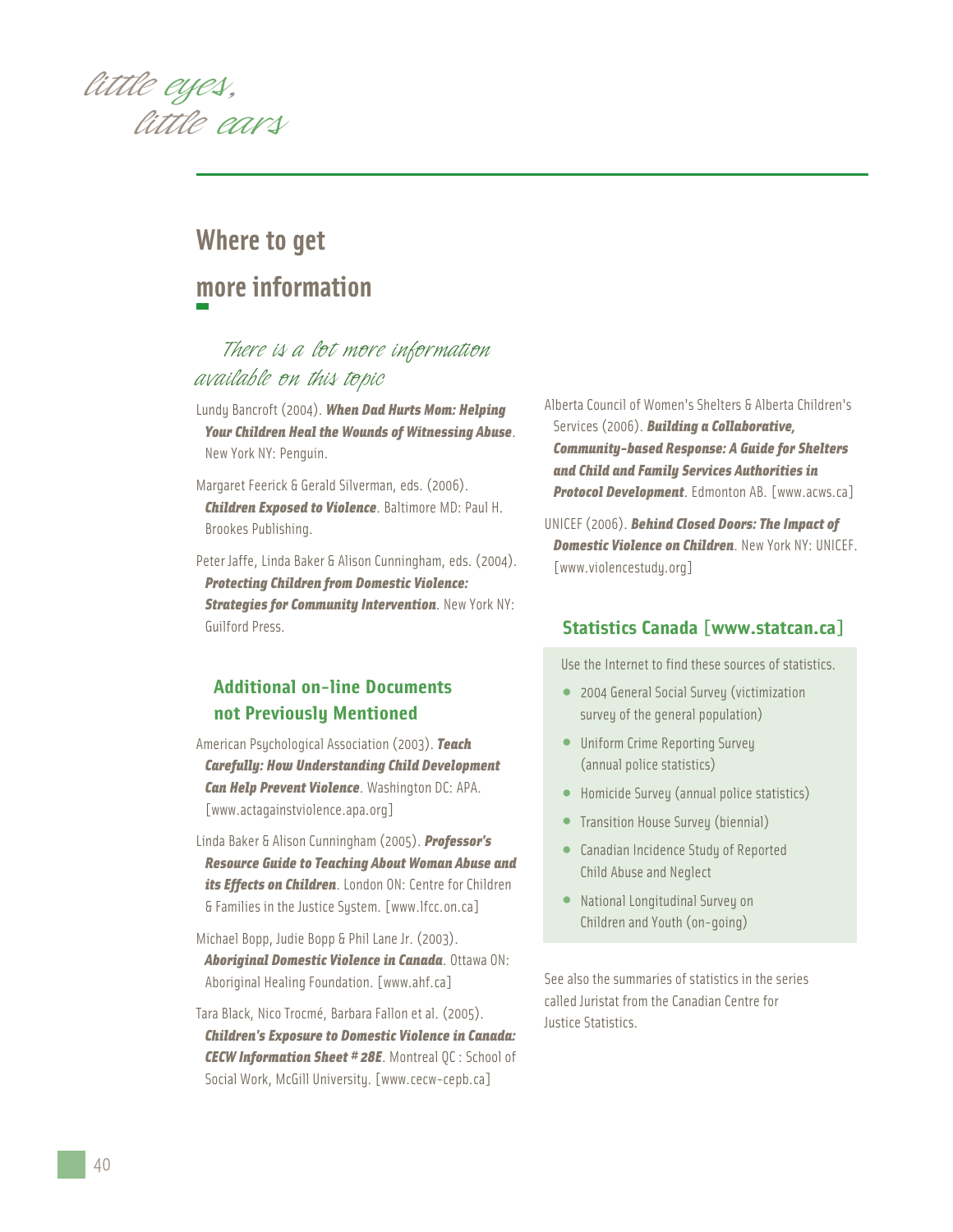# Where to get more information

*There is a lot more information available on this topic*

Lundy Bancroft (2004). ***When Dad Hurts Mom: Helping Your Children Heal the Wounds of Witnessing Abuse***. New York NY: Penguin.

Margaret Feerick & Gerald Silverman, eds. (2006). ***Children Exposed to Violence***. Baltimore MD: Paul H. Brookes Publishing.

Peter Jaffe, Linda Baker & Alison Cunningham, eds. (2004). ***Protecting Children from Domestic Violence: Strategies for Community Intervention***. New York NY: Guilford Press.

## Additional on-line Documents not Previously Mentioned

American Psychological Association (2003). ***Teach Carefully: How Understanding Child Development Can Help Prevent Violence***. Washington DC: APA. [www.actagainstviolence.apa.org]

Linda Baker & Alison Cunningham (2005). ***Professor's Resource Guide to Teaching About Woman Abuse and its Effects on Children***. London ON: Centre for Children & Families in the Justice System. [www.lfcc.on.ca]

Michael Bopp, Judie Bopp & Phil Lane Jr. (2003). ***Aboriginal Domestic Violence in Canada***. Ottawa ON: Aboriginal Healing Foundation. [www.ahf.ca]

Tara Black, Nico Trocmé, Barbara Fallon et al. (2005). ***Children's Exposure to Domestic Violence in Canada: CECW Information Sheet # 28E***. Montreal QC : School of Social Work, McGill University. [www.cecw-cepb.ca]

Alberta Council of Women's Shelters & Alberta Children's Services (2006). ***Building a Collaborative, Community-based Response: A Guide for Shelters and Child and Family Services Authorities in Protocol Development***. Edmonton AB. [www.acws.ca]

UNICEF (2006). ***Behind Closed Doors: The Impact of Domestic Violence on Children***. New York NY: UNICEF. [www.violencestudy.org]

## Statistics Canada [www.statcan.ca]

Use the Internet to find these sources of statistics.

- 2004 General Social Survey (victimization survey of the general population)
- Uniform Crime Reporting Survey (annual police statistics)
- Homicide Survey (annual police statistics)
- Transition House Survey (biennial)
- Canadian Incidence Study of Reported Child Abuse and Neglect
- National Longitudinal Survey on Children and Youth (on-going)

See also the summaries of statistics in the series called Juristat from the Canadian Centre for Justice Statistics.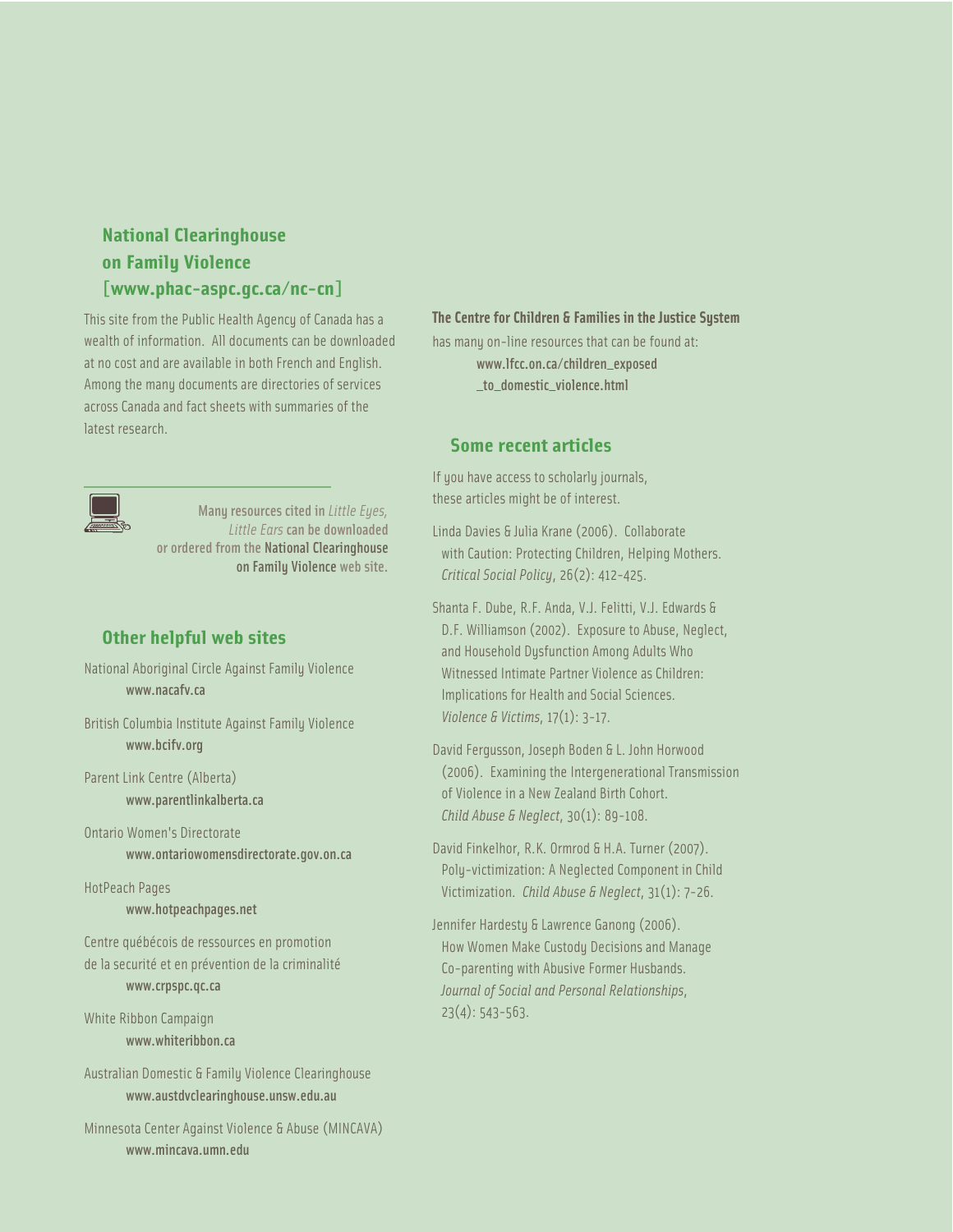## National Clearinghouse on Family Violence [www.phac-aspc.gc.ca/nc-cn]

This site from the Public Health Agency of Canada has a wealth of information. All documents can be downloaded at no cost and are available in both French and English. Among the many documents are directories of services across Canada and fact sheets with summaries of the latest research.

Many resources cited in *Little Eyes, Little Ears* can be downloaded or ordered from the National Clearinghouse on Family Violence web site.

## Other helpful web sites

National Aboriginal Circle Against Family Violence
**www.nacafv.ca**

British Columbia Institute Against Family Violence
**www.bcifv.org**

Parent Link Centre (Alberta)
**www.parentlinkalberta.ca**

Ontario Women's Directorate
**www.ontariowomensdirectorate.gov.on.ca**

HotPeach Pages
**www.hotpeachpages.net**

Centre québécois de ressources en promotion de la securité et en prévention de la criminalité
**www.crpspc.qc.ca**

White Ribbon Campaign
**www.whiteribbon.ca**

Australian Domestic & Family Violence Clearinghouse
**www.austdvclearinghouse.unsw.edu.au**

Minnesota Center Against Violence & Abuse (MINCAVA)
**www.mincava.umn.edu**

**The Centre for Children & Families in the Justice System** has many on-line resources that can be found at:
**www.lfcc.on.ca/children_exposed_to_domestic_violence.html**

## Some recent articles

If you have access to scholarly journals, these articles might be of interest.

Linda Davies & Julia Krane (2006). Collaborate with Caution: Protecting Children, Helping Mothers. *Critical Social Policy*, 26(2): 412-425.

Shanta F. Dube, R.F. Anda, V.J. Felitti, V.J. Edwards & D.F. Williamson (2002). Exposure to Abuse, Neglect, and Household Dysfunction Among Adults Who Witnessed Intimate Partner Violence as Children: Implications for Health and Social Sciences. *Violence & Victims*, 17(1): 3-17.

David Fergusson, Joseph Boden & L. John Horwood (2006). Examining the Intergenerational Transmission of Violence in a New Zealand Birth Cohort. *Child Abuse & Neglect*, 30(1): 89-108.

David Finkelhor, R.K. Ormrod & H.A. Turner (2007). Poly-victimization: A Neglected Component in Child Victimization. *Child Abuse & Neglect*, 31(1): 7-26.

Jennifer Hardesty & Lawrence Ganong (2006). How Women Make Custody Decisions and Manage Co-parenting with Abusive Former Husbands. *Journal of Social and Personal Relationships*, 23(4): 543-563.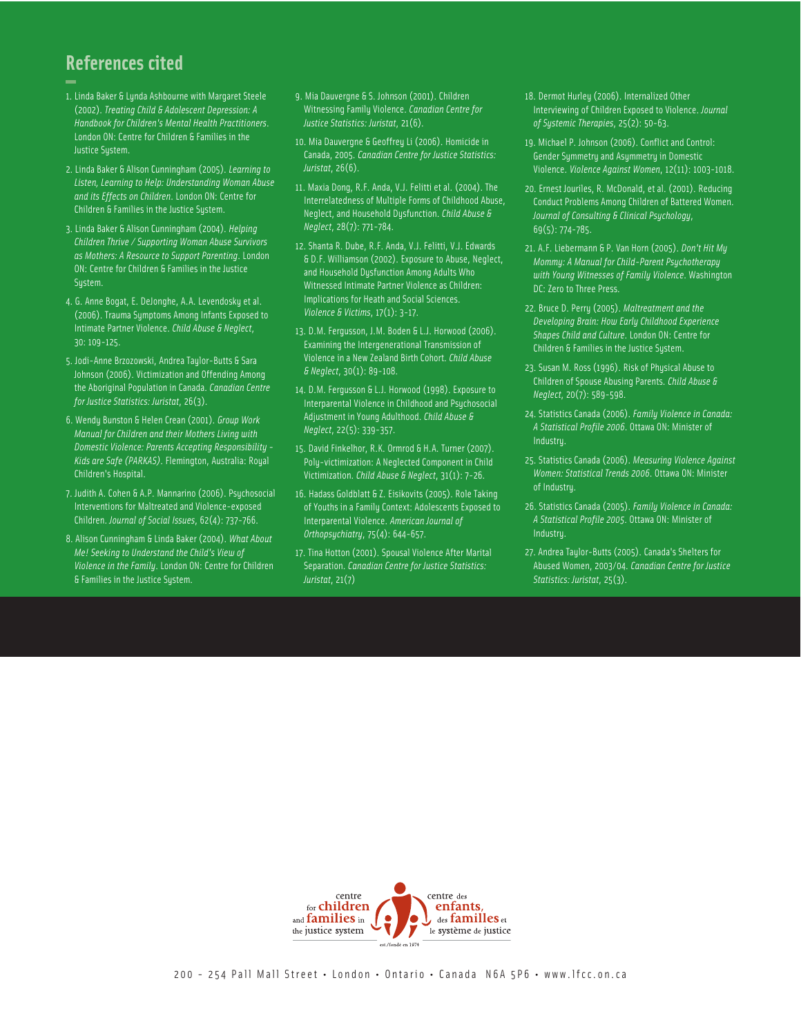## References cited

1. Linda Baker & Lynda Ashbourne with Margaret Steele (2002). *Treating Child & Adolescent Depression: A Handbook for Children's Mental Health Practitioners*. London ON: Centre for Children & Families in the Justice System.

2. Linda Baker & Alison Cunningham (2005). *Learning to Listen, Learning to Help: Understanding Woman Abuse and its Effects on Children*. London ON: Centre for Children & Families in the Justice System.

3. Linda Baker & Alison Cunningham (2004). *Helping Children Thrive / Supporting Woman Abuse Survivors as Mothers: A Resource to Support Parenting*. London ON: Centre for Children & Families in the Justice System.

4. G. Anne Bogat, E. DeJonghe, A.A. Levendosky et al. (2006). Trauma Symptoms Among Infants Exposed to Intimate Partner Violence. *Child Abuse & Neglect*, 30: 109-125.

5. Jodi-Anne Brzozowski, Andrea Taylor-Butts & Sara Johnson (2006). Victimization and Offending Among the Aboriginal Population in Canada. *Canadian Centre for Justice Statistics: Juristat*, 26(3).

6. Wendy Bunston & Helen Crean (2001). *Group Work Manual for Children and their Mothers Living with Domestic Violence: Parents Accepting Responsibility - Kids are Safe (PARKAS)*. Flemington, Australia: Royal Children's Hospital.

7. Judith A. Cohen & A.P. Mannarino (2006). Psychosocial Interventions for Maltreated and Violence-exposed Children. *Journal of Social Issues*, 62(4): 737-766.

8. Alison Cunningham & Linda Baker (2004). *What About Me! Seeking to Understand the Child's View of Violence in the Family*. London ON: Centre for Children & Families in the Justice System.

9. Mia Dauvergne & S. Johnson (2001). Children Witnessing Family Violence. *Canadian Centre for Justice Statistics: Juristat*, 21(6).

10. Mia Dauvergne & Geoffrey Li (2006). Homicide in Canada, 2005. *Canadian Centre for Justice Statistics: Juristat*, 26(6).

11. Maxia Dong, R.F. Anda, V.J. Felitti et al. (2004). The Interrelatedness of Multiple Forms of Childhood Abuse, Neglect, and Household Dysfunction. *Child Abuse & Neglect*, 28(7): 771-784.

12. Shanta R. Dube, R.F. Anda, V.J. Felitti, V.J. Edwards & D.F. Williamson (2002). Exposure to Abuse, Neglect, and Household Dysfunction Among Adults Who Witnessed Intimate Partner Violence as Children: Implications for Heath and Social Sciences. *Violence & Victims*, 17(1): 3-17.

13. D.M. Fergusson, J.M. Boden & L.J. Horwood (2006). Examining the Intergenerational Transmission of Violence in a New Zealand Birth Cohort. *Child Abuse & Neglect*, 30(1): 89-108.

14. D.M. Fergusson & L.J. Horwood (1998). Exposure to Interparental Violence in Childhood and Psychosocial Adjustment in Young Adulthood. *Child Abuse & Neglect*, 22(5): 339-357.

15. David Finkelhor, R.K. Ormrod & H.A. Turner (2007). Poly-victimization: A Neglected Component in Child Victimization. *Child Abuse & Neglect*, 31(1): 7-26.

16. Hadass Goldblatt & Z. Eisikovits (2005). Role Taking of Youths in a Family Context: Adolescents Exposed to Interparental Violence. *American Journal of Orthopsychiatry*, 75(4): 644-657.

17. Tina Hotton (2001). Spousal Violence After Marital Separation. *Canadian Centre for Justice Statistics: Juristat*, 21(7)

18. Dermot Hurley (2006). Internalized Other Interviewing of Children Exposed to Violence. *Journal of Systemic Therapies*, 25(2): 50-63.

19. Michael P. Johnson (2006). Conflict and Control: Gender Symmetry and Asymmetry in Domestic Violence. *Violence Against Women*, 12(11): 1003-1018.

20. Ernest Jouriles, R. McDonald, et al. (2001). Reducing Conduct Problems Among Children of Battered Women. *Journal of Consulting & Clinical Psychology*, 69(5): 774-785.

21. A.F. Liebermann & P. Van Horn (2005). *Don't Hit My Mommy: A Manual for Child-Parent Psychotherapy with Young Witnesses of Family Violence*. Washington DC: Zero to Three Press.

22. Bruce D. Perry (2005). *Maltreatment and the Developing Brain: How Early Childhood Experience Shapes Child and Culture*. London ON: Centre for Children & Families in the Justice System.

23. Susan M. Ross (1996). Risk of Physical Abuse to Children of Spouse Abusing Parents. *Child Abuse & Neglect*, 20(7): 589-598.

24. Statistics Canada (2006). *Family Violence in Canada: A Statistical Profile 2006*. Ottawa ON: Minister of Industry.

25. Statistics Canada (2006). *Measuring Violence Against Women: Statistical Trends 2006*. Ottawa ON: Minister of Industry.

26. Statistics Canada (2005). *Family Violence in Canada: A Statistical Profile 2005*. Ottawa ON: Minister of Industry.

27. Andrea Taylor-Butts (2005). Canada's Shelters for Abused Women, 2003/04. *Canadian Centre for Justice Statistics: Juristat*, 25(3).

centre for children and families in the justice system — centre des enfants, des familles et le système de justice

est./fondé en 1974

200 - 254 Pall Mall Street • London • Ontario • Canada N6A 5P6 • www.lfcc.on.ca